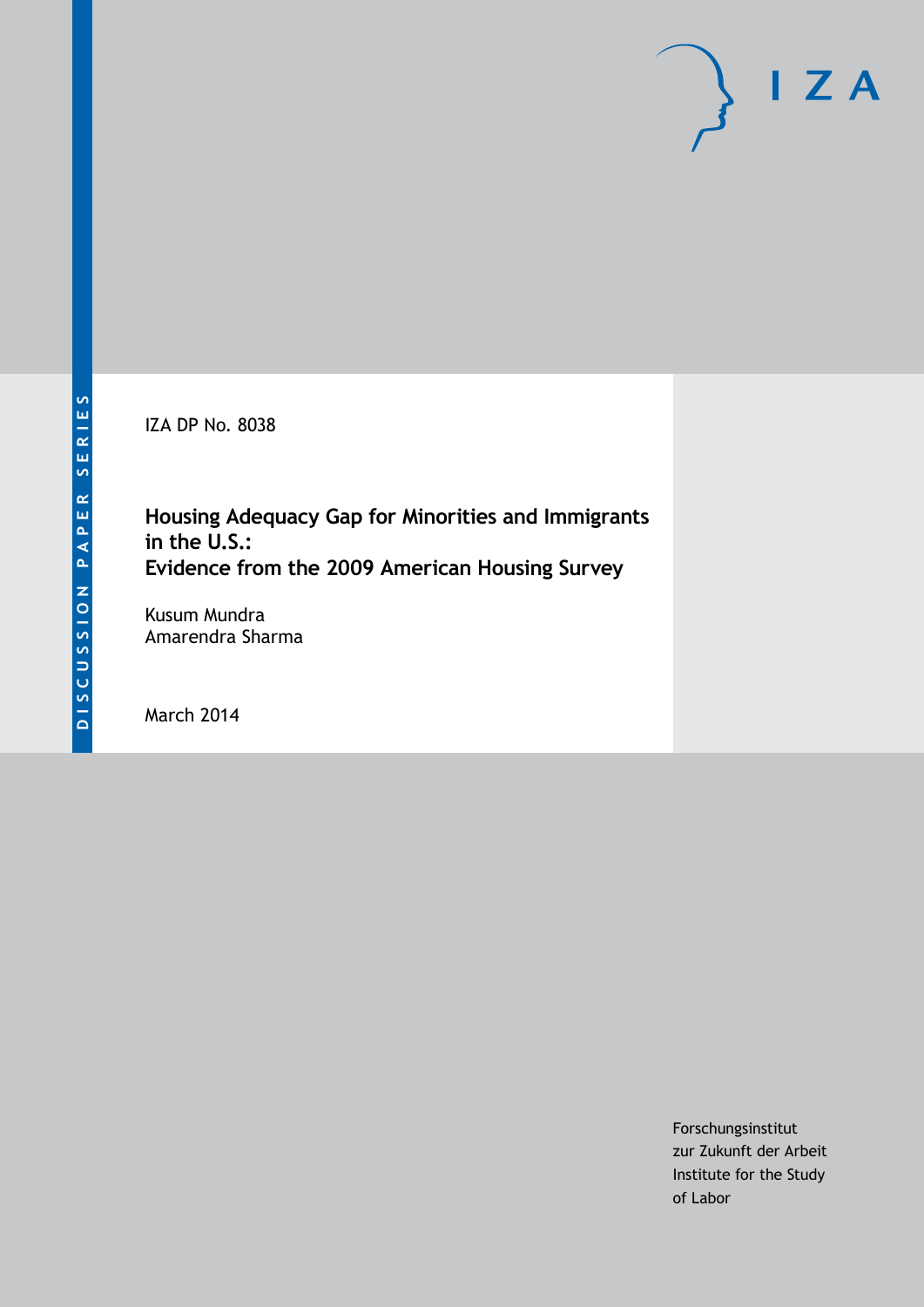IZA DP No. 8038

# Housing Adequacy Gap for Minorities and Immigrants in the U.S.: Evidence from the 2009 American Housing Survey

Kusum Mundra
Amarendra Sharma

March 2014

Forschungsinstitut
zur Zukunft der Arbeit
Institute for the Study
of Labor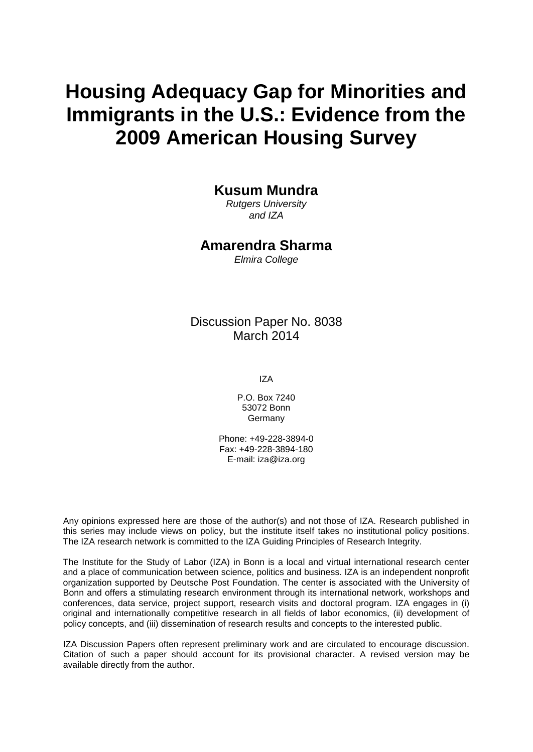# Housing Adequacy Gap for Minorities and Immigrants in the U.S.: Evidence from the 2009 American Housing Survey

**Kusum Mundra**
*Rutgers University and IZA*

**Amarendra Sharma**
*Elmira College*

Discussion Paper No. 8038
March 2014

IZA

P.O. Box 7240
53072 Bonn
Germany

Phone: +49-228-3894-0
Fax: +49-228-3894-180
E-mail: iza@iza.org

Any opinions expressed here are those of the author(s) and not those of IZA. Research published in this series may include views on policy, but the institute itself takes no institutional policy positions. The IZA research network is committed to the IZA Guiding Principles of Research Integrity.

The Institute for the Study of Labor (IZA) in Bonn is a local and virtual international research center and a place of communication between science, politics and business. IZA is an independent nonprofit organization supported by Deutsche Post Foundation. The center is associated with the University of Bonn and offers a stimulating research environment through its international network, workshops and conferences, data service, project support, research visits and doctoral program. IZA engages in (i) original and internationally competitive research in all fields of labor economics, (ii) development of policy concepts, and (iii) dissemination of research results and concepts to the interested public.

IZA Discussion Papers often represent preliminary work and are circulated to encourage discussion. Citation of such a paper should account for its provisional character. A revised version may be available directly from the author.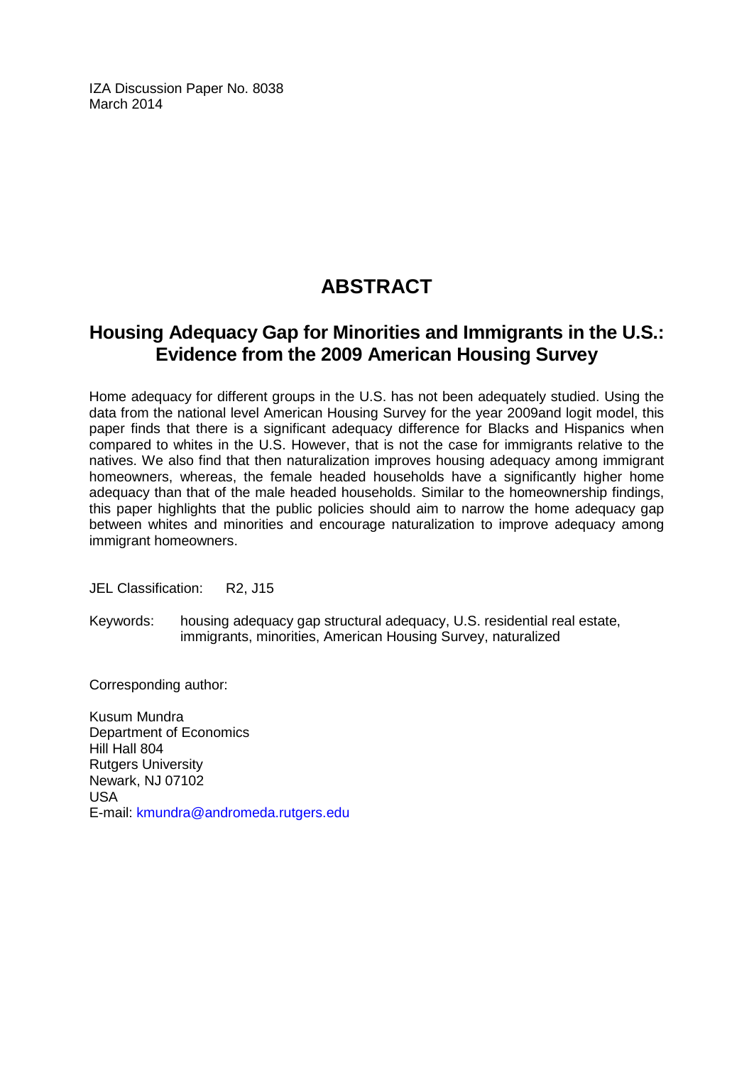IZA Discussion Paper No. 8038
March 2014

# ABSTRACT

## Housing Adequacy Gap for Minorities and Immigrants in the U.S.: Evidence from the 2009 American Housing Survey

Home adequacy for different groups in the U.S. has not been adequately studied. Using the data from the national level American Housing Survey for the year 2009and logit model, this paper finds that there is a significant adequacy difference for Blacks and Hispanics when compared to whites in the U.S. However, that is not the case for immigrants relative to the natives. We also find that then naturalization improves housing adequacy among immigrant homeowners, whereas, the female headed households have a significantly higher home adequacy than that of the male headed households. Similar to the homeownership findings, this paper highlights that the public policies should aim to narrow the home adequacy gap between whites and minorities and encourage naturalization to improve adequacy among immigrant homeowners.

JEL Classification: R2, J15

Keywords: housing adequacy gap structural adequacy, U.S. residential real estate, immigrants, minorities, American Housing Survey, naturalized

Corresponding author:

Kusum Mundra
Department of Economics
Hill Hall 804
Rutgers University
Newark, NJ 07102
USA
E-mail: kmundra@andromeda.rutgers.edu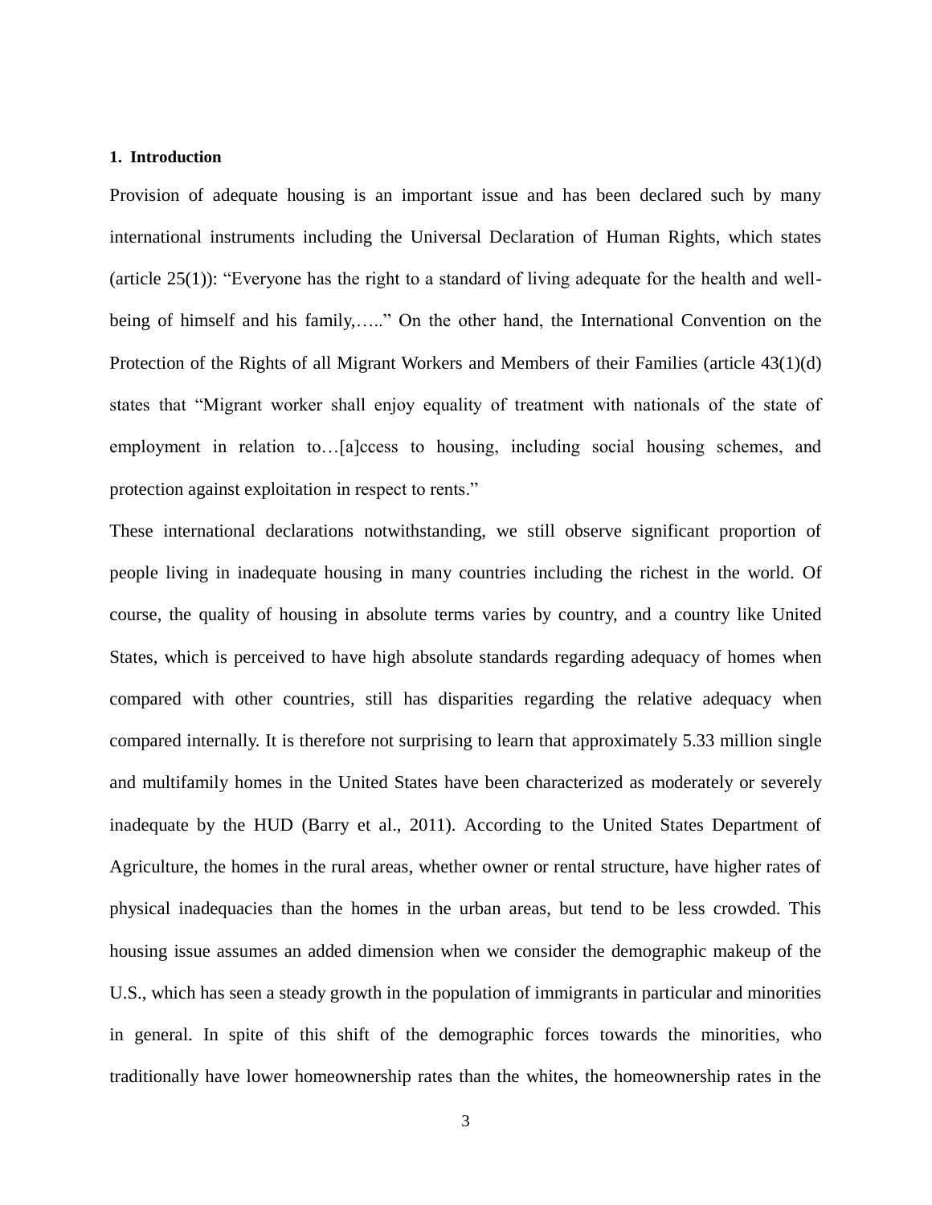## 1. Introduction

Provision of adequate housing is an important issue and has been declared such by many international instruments including the Universal Declaration of Human Rights, which states (article 25(1)): "Everyone has the right to a standard of living adequate for the health and well-being of himself and his family,….." On the other hand, the International Convention on the Protection of the Rights of all Migrant Workers and Members of their Families (article 43(1)(d) states that "Migrant worker shall enjoy equality of treatment with nationals of the state of employment in relation to…[a]ccess to housing, including social housing schemes, and protection against exploitation in respect to rents."

These international declarations notwithstanding, we still observe significant proportion of people living in inadequate housing in many countries including the richest in the world. Of course, the quality of housing in absolute terms varies by country, and a country like United States, which is perceived to have high absolute standards regarding adequacy of homes when compared with other countries, still has disparities regarding the relative adequacy when compared internally. It is therefore not surprising to learn that approximately 5.33 million single and multifamily homes in the United States have been characterized as moderately or severely inadequate by the HUD (Barry et al., 2011). According to the United States Department of Agriculture, the homes in the rural areas, whether owner or rental structure, have higher rates of physical inadequacies than the homes in the urban areas, but tend to be less crowded. This housing issue assumes an added dimension when we consider the demographic makeup of the U.S., which has seen a steady growth in the population of immigrants in particular and minorities in general. In spite of this shift of the demographic forces towards the minorities, who traditionally have lower homeownership rates than the whites, the homeownership rates in the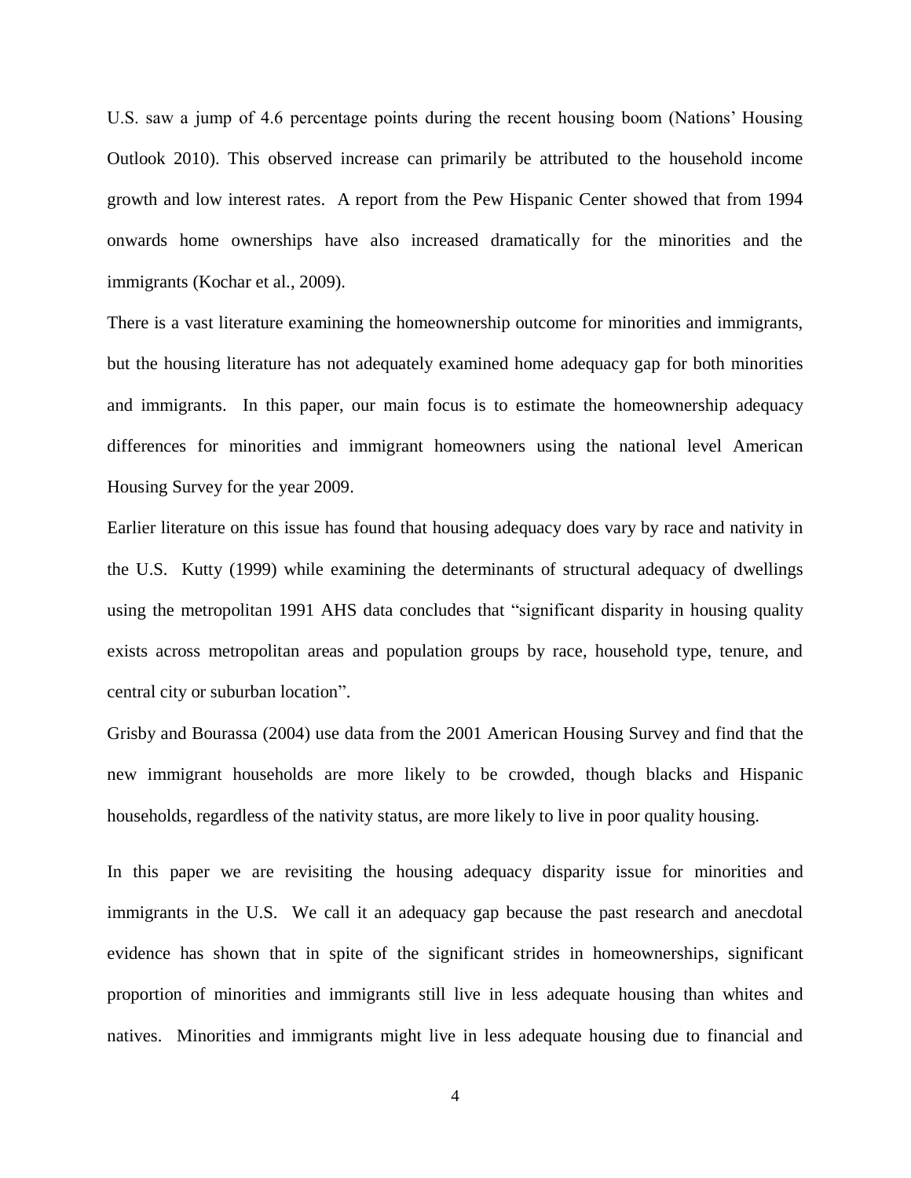U.S. saw a jump of 4.6 percentage points during the recent housing boom (Nations' Housing Outlook 2010). This observed increase can primarily be attributed to the household income growth and low interest rates. A report from the Pew Hispanic Center showed that from 1994 onwards home ownerships have also increased dramatically for the minorities and the immigrants (Kochar et al., 2009).

There is a vast literature examining the homeownership outcome for minorities and immigrants, but the housing literature has not adequately examined home adequacy gap for both minorities and immigrants. In this paper, our main focus is to estimate the homeownership adequacy differences for minorities and immigrant homeowners using the national level American Housing Survey for the year 2009.

Earlier literature on this issue has found that housing adequacy does vary by race and nativity in the U.S. Kutty (1999) while examining the determinants of structural adequacy of dwellings using the metropolitan 1991 AHS data concludes that "significant disparity in housing quality exists across metropolitan areas and population groups by race, household type, tenure, and central city or suburban location".

Grisby and Bourassa (2004) use data from the 2001 American Housing Survey and find that the new immigrant households are more likely to be crowded, though blacks and Hispanic households, regardless of the nativity status, are more likely to live in poor quality housing.

In this paper we are revisiting the housing adequacy disparity issue for minorities and immigrants in the U.S. We call it an adequacy gap because the past research and anecdotal evidence has shown that in spite of the significant strides in homeownerships, significant proportion of minorities and immigrants still live in less adequate housing than whites and natives. Minorities and immigrants might live in less adequate housing due to financial and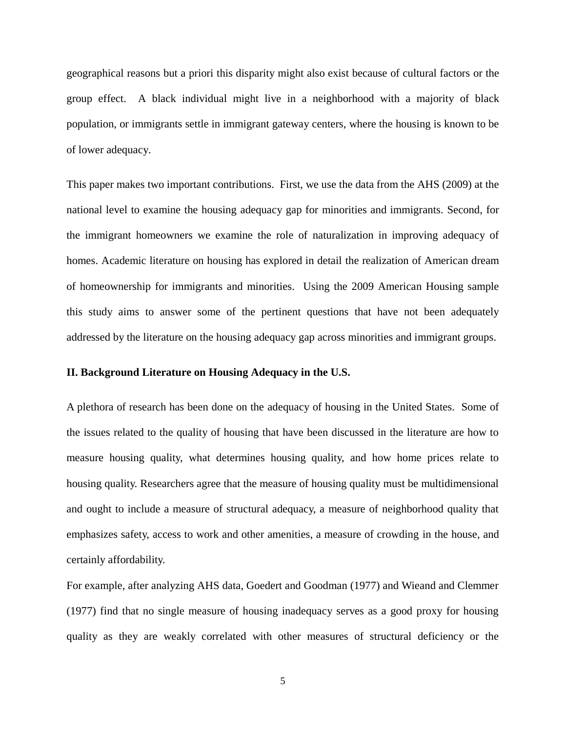geographical reasons but a priori this disparity might also exist because of cultural factors or the group effect. A black individual might live in a neighborhood with a majority of black population, or immigrants settle in immigrant gateway centers, where the housing is known to be of lower adequacy.

This paper makes two important contributions. First, we use the data from the AHS (2009) at the national level to examine the housing adequacy gap for minorities and immigrants. Second, for the immigrant homeowners we examine the role of naturalization in improving adequacy of homes. Academic literature on housing has explored in detail the realization of American dream of homeownership for immigrants and minorities. Using the 2009 American Housing sample this study aims to answer some of the pertinent questions that have not been adequately addressed by the literature on the housing adequacy gap across minorities and immigrant groups.

## II. Background Literature on Housing Adequacy in the U.S.

A plethora of research has been done on the adequacy of housing in the United States. Some of the issues related to the quality of housing that have been discussed in the literature are how to measure housing quality, what determines housing quality, and how home prices relate to housing quality. Researchers agree that the measure of housing quality must be multidimensional and ought to include a measure of structural adequacy, a measure of neighborhood quality that emphasizes safety, access to work and other amenities, a measure of crowding in the house, and certainly affordability.

For example, after analyzing AHS data, Goedert and Goodman (1977) and Wieand and Clemmer (1977) find that no single measure of housing inadequacy serves as a good proxy for housing quality as they are weakly correlated with other measures of structural deficiency or the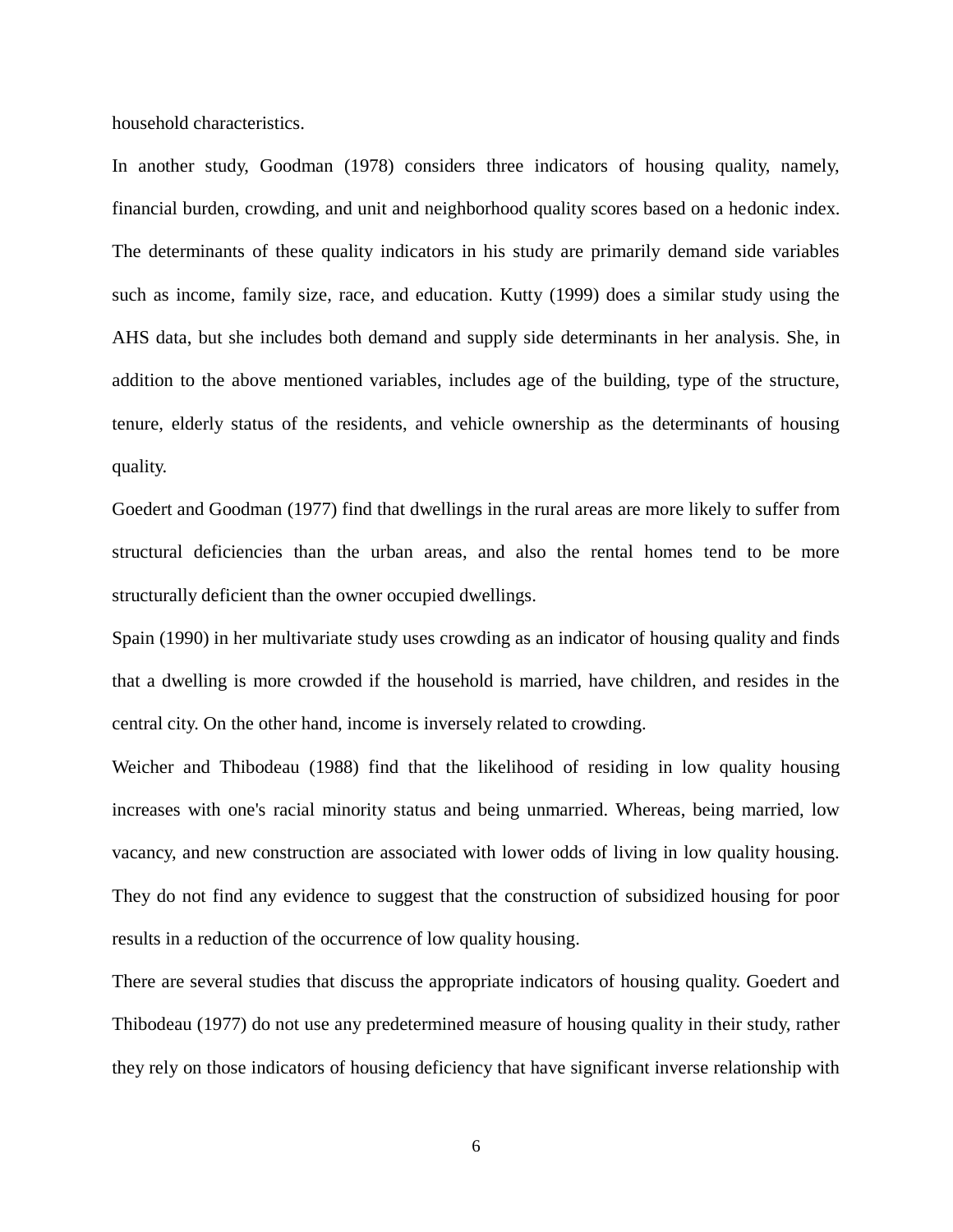household characteristics.

In another study, Goodman (1978) considers three indicators of housing quality, namely, financial burden, crowding, and unit and neighborhood quality scores based on a hedonic index. The determinants of these quality indicators in his study are primarily demand side variables such as income, family size, race, and education. Kutty (1999) does a similar study using the AHS data, but she includes both demand and supply side determinants in her analysis. She, in addition to the above mentioned variables, includes age of the building, type of the structure, tenure, elderly status of the residents, and vehicle ownership as the determinants of housing quality.

Goedert and Goodman (1977) find that dwellings in the rural areas are more likely to suffer from structural deficiencies than the urban areas, and also the rental homes tend to be more structurally deficient than the owner occupied dwellings.

Spain (1990) in her multivariate study uses crowding as an indicator of housing quality and finds that a dwelling is more crowded if the household is married, have children, and resides in the central city. On the other hand, income is inversely related to crowding.

Weicher and Thibodeau (1988) find that the likelihood of residing in low quality housing increases with one's racial minority status and being unmarried. Whereas, being married, low vacancy, and new construction are associated with lower odds of living in low quality housing. They do not find any evidence to suggest that the construction of subsidized housing for poor results in a reduction of the occurrence of low quality housing.

There are several studies that discuss the appropriate indicators of housing quality. Goedert and Thibodeau (1977) do not use any predetermined measure of housing quality in their study, rather they rely on those indicators of housing deficiency that have significant inverse relationship with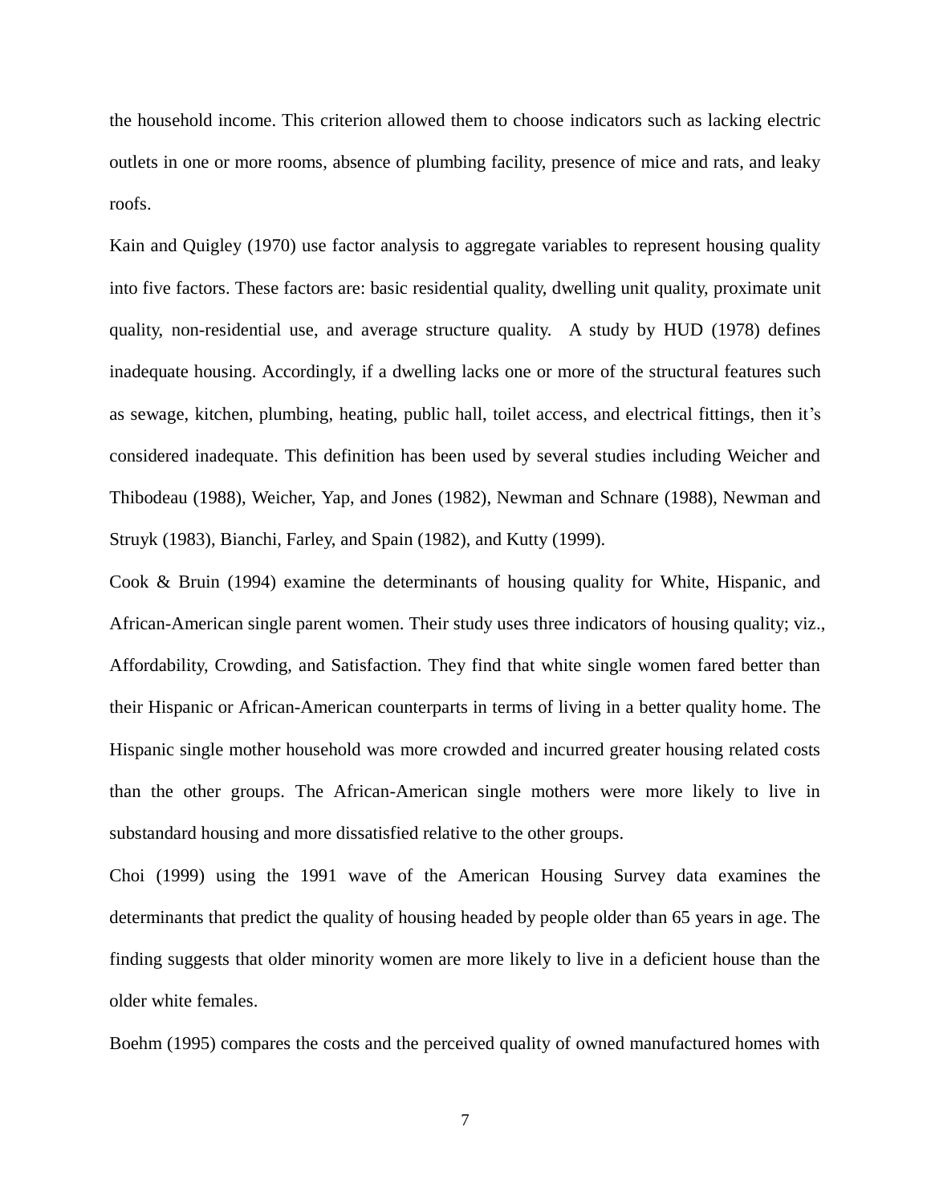the household income. This criterion allowed them to choose indicators such as lacking electric outlets in one or more rooms, absence of plumbing facility, presence of mice and rats, and leaky roofs.

Kain and Quigley (1970) use factor analysis to aggregate variables to represent housing quality into five factors. These factors are: basic residential quality, dwelling unit quality, proximate unit quality, non-residential use, and average structure quality. A study by HUD (1978) defines inadequate housing. Accordingly, if a dwelling lacks one or more of the structural features such as sewage, kitchen, plumbing, heating, public hall, toilet access, and electrical fittings, then it's considered inadequate. This definition has been used by several studies including Weicher and Thibodeau (1988), Weicher, Yap, and Jones (1982), Newman and Schnare (1988), Newman and Struyk (1983), Bianchi, Farley, and Spain (1982), and Kutty (1999).

Cook & Bruin (1994) examine the determinants of housing quality for White, Hispanic, and African-American single parent women. Their study uses three indicators of housing quality; viz., Affordability, Crowding, and Satisfaction. They find that white single women fared better than their Hispanic or African-American counterparts in terms of living in a better quality home. The Hispanic single mother household was more crowded and incurred greater housing related costs than the other groups. The African-American single mothers were more likely to live in substandard housing and more dissatisfied relative to the other groups.

Choi (1999) using the 1991 wave of the American Housing Survey data examines the determinants that predict the quality of housing headed by people older than 65 years in age. The finding suggests that older minority women are more likely to live in a deficient house than the older white females.

Boehm (1995) compares the costs and the perceived quality of owned manufactured homes with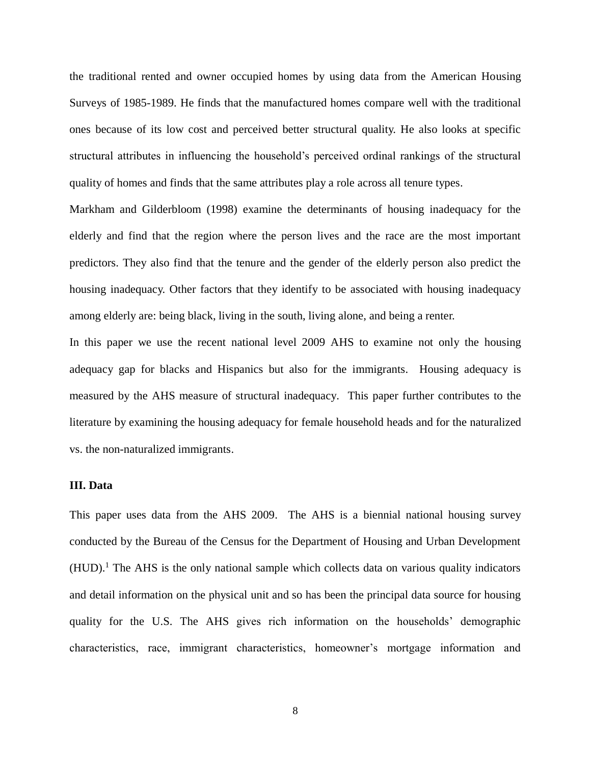the traditional rented and owner occupied homes by using data from the American Housing Surveys of 1985-1989. He finds that the manufactured homes compare well with the traditional ones because of its low cost and perceived better structural quality. He also looks at specific structural attributes in influencing the household's perceived ordinal rankings of the structural quality of homes and finds that the same attributes play a role across all tenure types.

Markham and Gilderbloom (1998) examine the determinants of housing inadequacy for the elderly and find that the region where the person lives and the race are the most important predictors. They also find that the tenure and the gender of the elderly person also predict the housing inadequacy. Other factors that they identify to be associated with housing inadequacy among elderly are: being black, living in the south, living alone, and being a renter.

In this paper we use the recent national level 2009 AHS to examine not only the housing adequacy gap for blacks and Hispanics but also for the immigrants. Housing adequacy is measured by the AHS measure of structural inadequacy. This paper further contributes to the literature by examining the housing adequacy for female household heads and for the naturalized vs. the non-naturalized immigrants.

**III. Data**

This paper uses data from the AHS 2009. The AHS is a biennial national housing survey conducted by the Bureau of the Census for the Department of Housing and Urban Development (HUD).[1] The AHS is the only national sample which collects data on various quality indicators and detail information on the physical unit and so has been the principal data source for housing quality for the U.S. The AHS gives rich information on the households' demographic characteristics, race, immigrant characteristics, homeowner's mortgage information and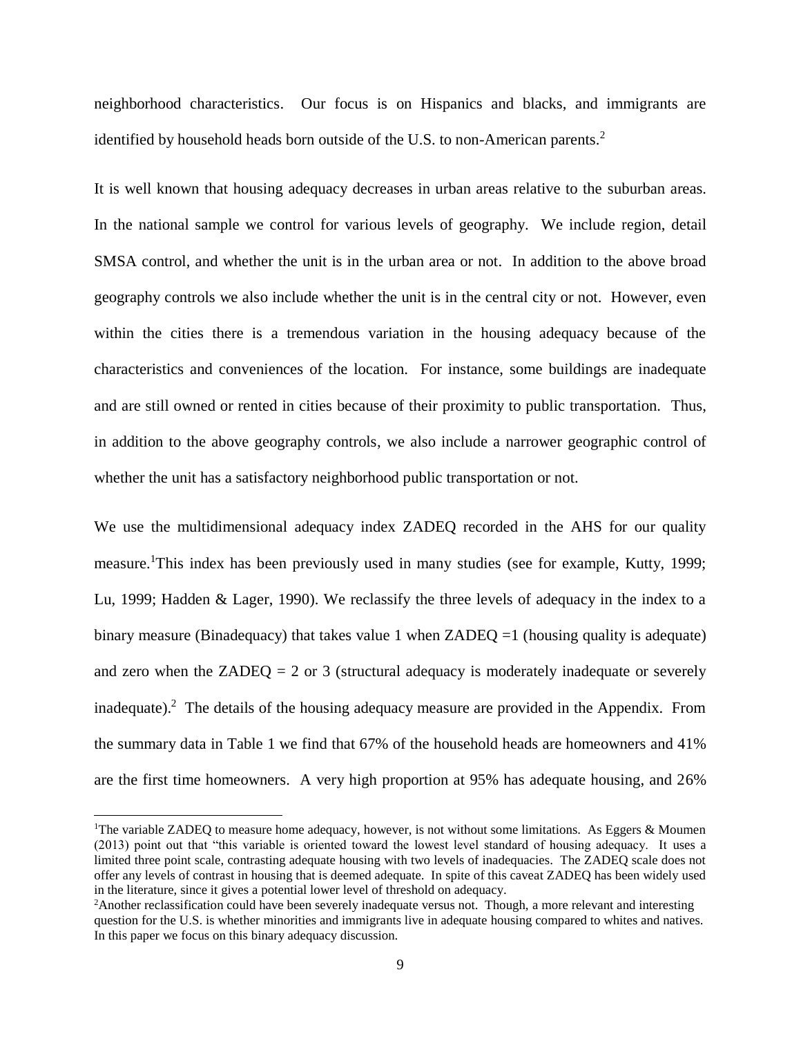neighborhood characteristics. Our focus is on Hispanics and blacks, and immigrants are identified by household heads born outside of the U.S. to non-American parents.[2]

It is well known that housing adequacy decreases in urban areas relative to the suburban areas. In the national sample we control for various levels of geography. We include region, detail SMSA control, and whether the unit is in the urban area or not. In addition to the above broad geography controls we also include whether the unit is in the central city or not. However, even within the cities there is a tremendous variation in the housing adequacy because of the characteristics and conveniences of the location. For instance, some buildings are inadequate and are still owned or rented in cities because of their proximity to public transportation. Thus, in addition to the above geography controls, we also include a narrower geographic control of whether the unit has a satisfactory neighborhood public transportation or not.

We use the multidimensional adequacy index ZADEQ recorded in the AHS for our quality measure.[1]This index has been previously used in many studies (see for example, Kutty, 1999; Lu, 1999; Hadden & Lager, 1990). We reclassify the three levels of adequacy in the index to a binary measure (Binadequacy) that takes value 1 when ZADEQ =1 (housing quality is adequate) and zero when the ZADEQ = 2 or 3 (structural adequacy is moderately inadequate or severely inadequate).[2] The details of the housing adequacy measure are provided in the Appendix. From the summary data in Table 1 we find that 67% of the household heads are homeowners and 41% are the first time homeowners. A very high proportion at 95% has adequate housing, and 26%

---

[1]The variable ZADEQ to measure home adequacy, however, is not without some limitations. As Eggers & Moumen (2013) point out that "this variable is oriented toward the lowest level standard of housing adequacy. It uses a limited three point scale, contrasting adequate housing with two levels of inadequacies. The ZADEQ scale does not offer any levels of contrast in housing that is deemed adequate. In spite of this caveat ZADEQ has been widely used in the literature, since it gives a potential lower level of threshold on adequacy.

[2]Another reclassification could have been severely inadequate versus not. Though, a more relevant and interesting question for the U.S. is whether minorities and immigrants live in adequate housing compared to whites and natives. In this paper we focus on this binary adequacy discussion.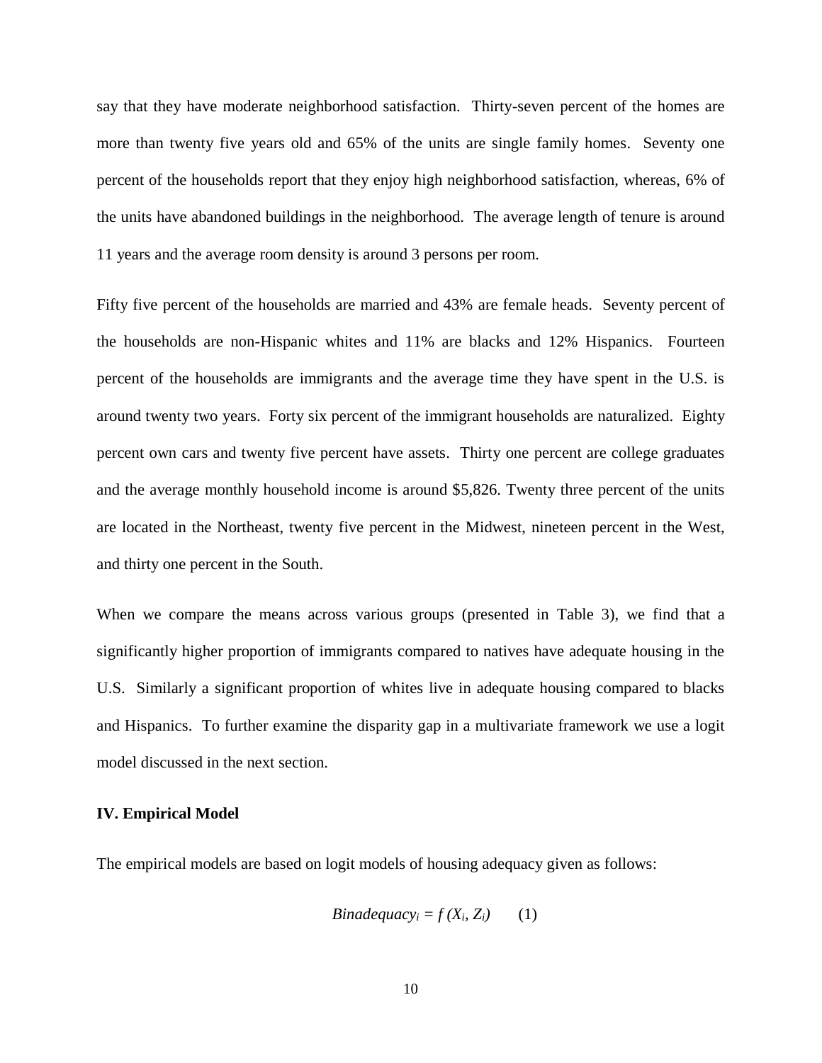say that they have moderate neighborhood satisfaction. Thirty-seven percent of the homes are more than twenty five years old and 65% of the units are single family homes. Seventy one percent of the households report that they enjoy high neighborhood satisfaction, whereas, 6% of the units have abandoned buildings in the neighborhood. The average length of tenure is around 11 years and the average room density is around 3 persons per room.

Fifty five percent of the households are married and 43% are female heads. Seventy percent of the households are non-Hispanic whites and 11% are blacks and 12% Hispanics. Fourteen percent of the households are immigrants and the average time they have spent in the U.S. is around twenty two years. Forty six percent of the immigrant households are naturalized. Eighty percent own cars and twenty five percent have assets. Thirty one percent are college graduates and the average monthly household income is around $5,826. Twenty three percent of the units are located in the Northeast, twenty five percent in the Midwest, nineteen percent in the West, and thirty one percent in the South.

When we compare the means across various groups (presented in Table 3), we find that a significantly higher proportion of immigrants compared to natives have adequate housing in the U.S. Similarly a significant proportion of whites live in adequate housing compared to blacks and Hispanics. To further examine the disparity gap in a multivariate framework we use a logit model discussed in the next section.

## IV. Empirical Model

The empirical models are based on logit models of housing adequacy given as follows:

$$Binadequacy_i = f\,(X_i, Z_i) \qquad (1)$$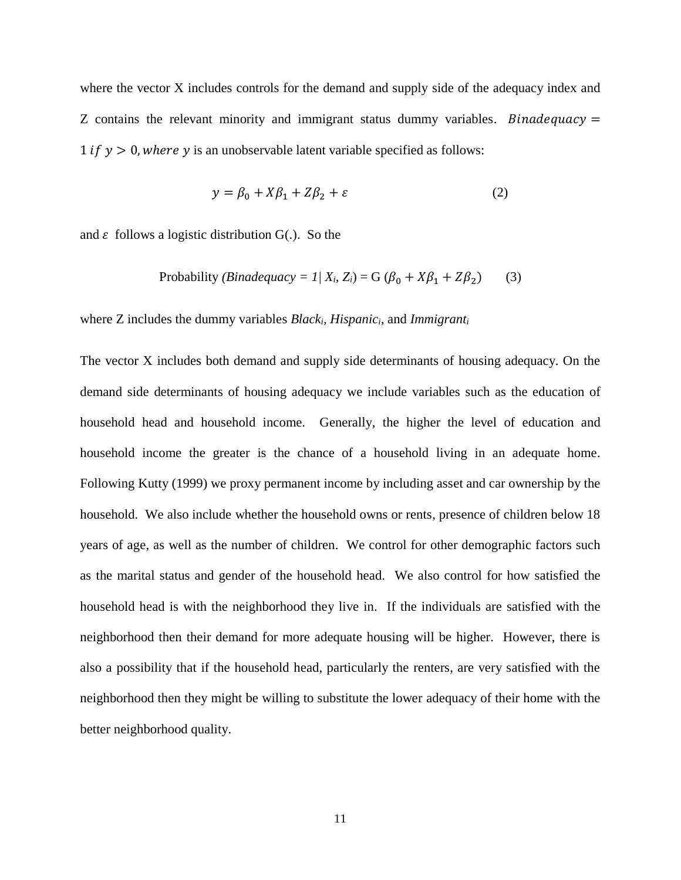where the vector X includes controls for the demand and supply side of the adequacy index and Z contains the relevant minority and immigrant status dummy variables. $Binadequacy = 1 \; if \; y > 0, where \; y$ is an unobservable latent variable specified as follows:

$$y = \beta_0 + X\beta_1 + Z\beta_2 + \varepsilon \qquad (2)$$

and $\varepsilon$ follows a logistic distribution G(.). So the

$$\text{Probability } (Binadequacy = 1 \mid X_i, Z_i) = G\,(\beta_0 + X\beta_1 + Z\beta_2) \qquad (3)$$

where Z includes the dummy variables $Black_i$, $Hispanic_i$, and $Immigrant_i$

The vector X includes both demand and supply side determinants of housing adequacy. On the demand side determinants of housing adequacy we include variables such as the education of household head and household income. Generally, the higher the level of education and household income the greater is the chance of a household living in an adequate home. Following Kutty (1999) we proxy permanent income by including asset and car ownership by the household. We also include whether the household owns or rents, presence of children below 18 years of age, as well as the number of children. We control for other demographic factors such as the marital status and gender of the household head. We also control for how satisfied the household head is with the neighborhood they live in. If the individuals are satisfied with the neighborhood then their demand for more adequate housing will be higher. However, there is also a possibility that if the household head, particularly the renters, are very satisfied with the neighborhood then they might be willing to substitute the lower adequacy of their home with the better neighborhood quality.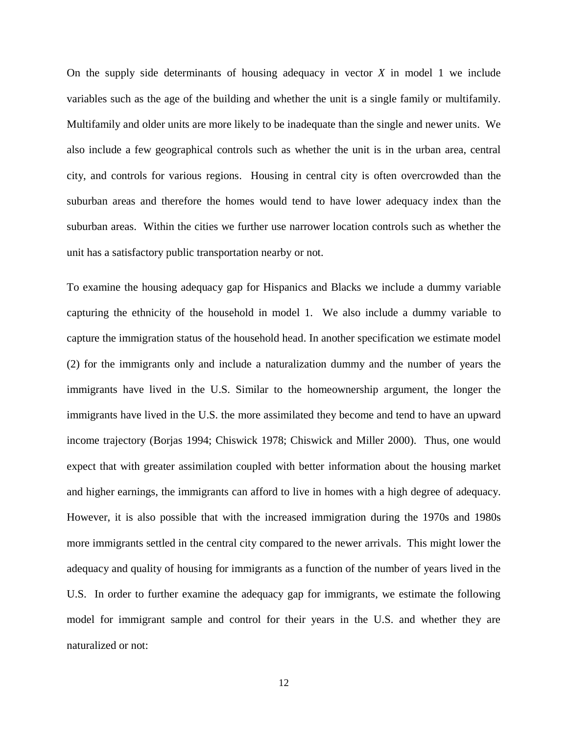On the supply side determinants of housing adequacy in vector $X$ in model 1 we include variables such as the age of the building and whether the unit is a single family or multifamily. Multifamily and older units are more likely to be inadequate than the single and newer units. We also include a few geographical controls such as whether the unit is in the urban area, central city, and controls for various regions. Housing in central city is often overcrowded than the suburban areas and therefore the homes would tend to have lower adequacy index than the suburban areas. Within the cities we further use narrower location controls such as whether the unit has a satisfactory public transportation nearby or not.

To examine the housing adequacy gap for Hispanics and Blacks we include a dummy variable capturing the ethnicity of the household in model 1. We also include a dummy variable to capture the immigration status of the household head. In another specification we estimate model (2) for the immigrants only and include a naturalization dummy and the number of years the immigrants have lived in the U.S. Similar to the homeownership argument, the longer the immigrants have lived in the U.S. the more assimilated they become and tend to have an upward income trajectory (Borjas 1994; Chiswick 1978; Chiswick and Miller 2000). Thus, one would expect that with greater assimilation coupled with better information about the housing market and higher earnings, the immigrants can afford to live in homes with a high degree of adequacy. However, it is also possible that with the increased immigration during the 1970s and 1980s more immigrants settled in the central city compared to the newer arrivals. This might lower the adequacy and quality of housing for immigrants as a function of the number of years lived in the U.S. In order to further examine the adequacy gap for immigrants, we estimate the following model for immigrant sample and control for their years in the U.S. and whether they are naturalized or not: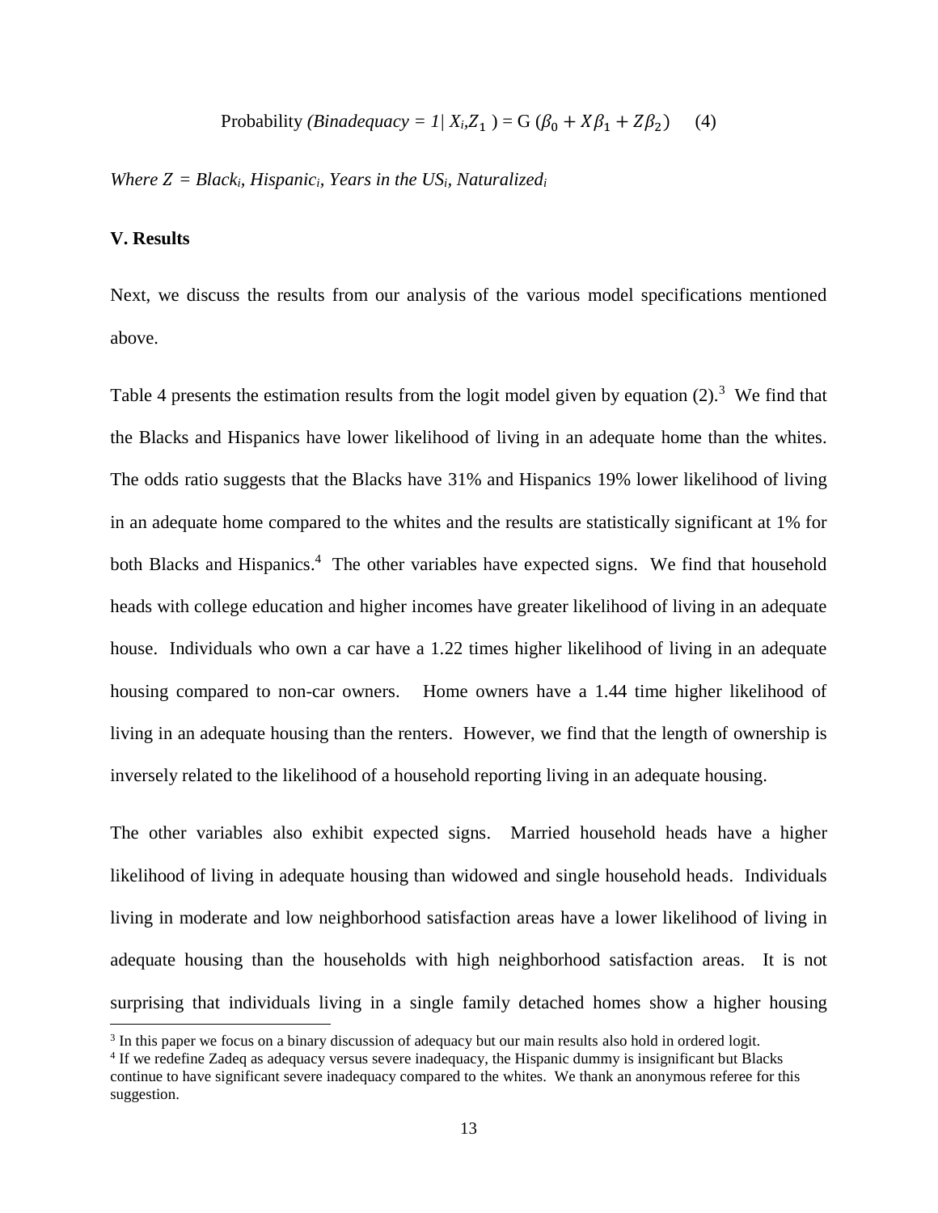$$\text{Probability } (Binadequacy = 1 | X_i, Z_1) = G(\beta_0 + X\beta_1 + Z\beta_2) \quad (4)$$

*Where Z = Black$_i$, Hispanic$_i$, Years in the US$_i$, Naturalized$_i$*

## V. Results

Next, we discuss the results from our analysis of the various model specifications mentioned above.

Table 4 presents the estimation results from the logit model given by equation (2).[3] We find that the Blacks and Hispanics have lower likelihood of living in an adequate home than the whites. The odds ratio suggests that the Blacks have 31% and Hispanics 19% lower likelihood of living in an adequate home compared to the whites and the results are statistically significant at 1% for both Blacks and Hispanics.[4] The other variables have expected signs. We find that household heads with college education and higher incomes have greater likelihood of living in an adequate house. Individuals who own a car have a 1.22 times higher likelihood of living in an adequate housing compared to non-car owners. Home owners have a 1.44 time higher likelihood of living in an adequate housing than the renters. However, we find that the length of ownership is inversely related to the likelihood of a household reporting living in an adequate housing.

The other variables also exhibit expected signs. Married household heads have a higher likelihood of living in adequate housing than widowed and single household heads. Individuals living in moderate and low neighborhood satisfaction areas have a lower likelihood of living in adequate housing than the households with high neighborhood satisfaction areas. It is not surprising that individuals living in a single family detached homes show a higher housing

[3] In this paper we focus on a binary discussion of adequacy but our main results also hold in ordered logit.

[4] If we redefine Zadeq as adequacy versus severe inadequacy, the Hispanic dummy is insignificant but Blacks continue to have significant severe inadequacy compared to the whites. We thank an anonymous referee for this suggestion.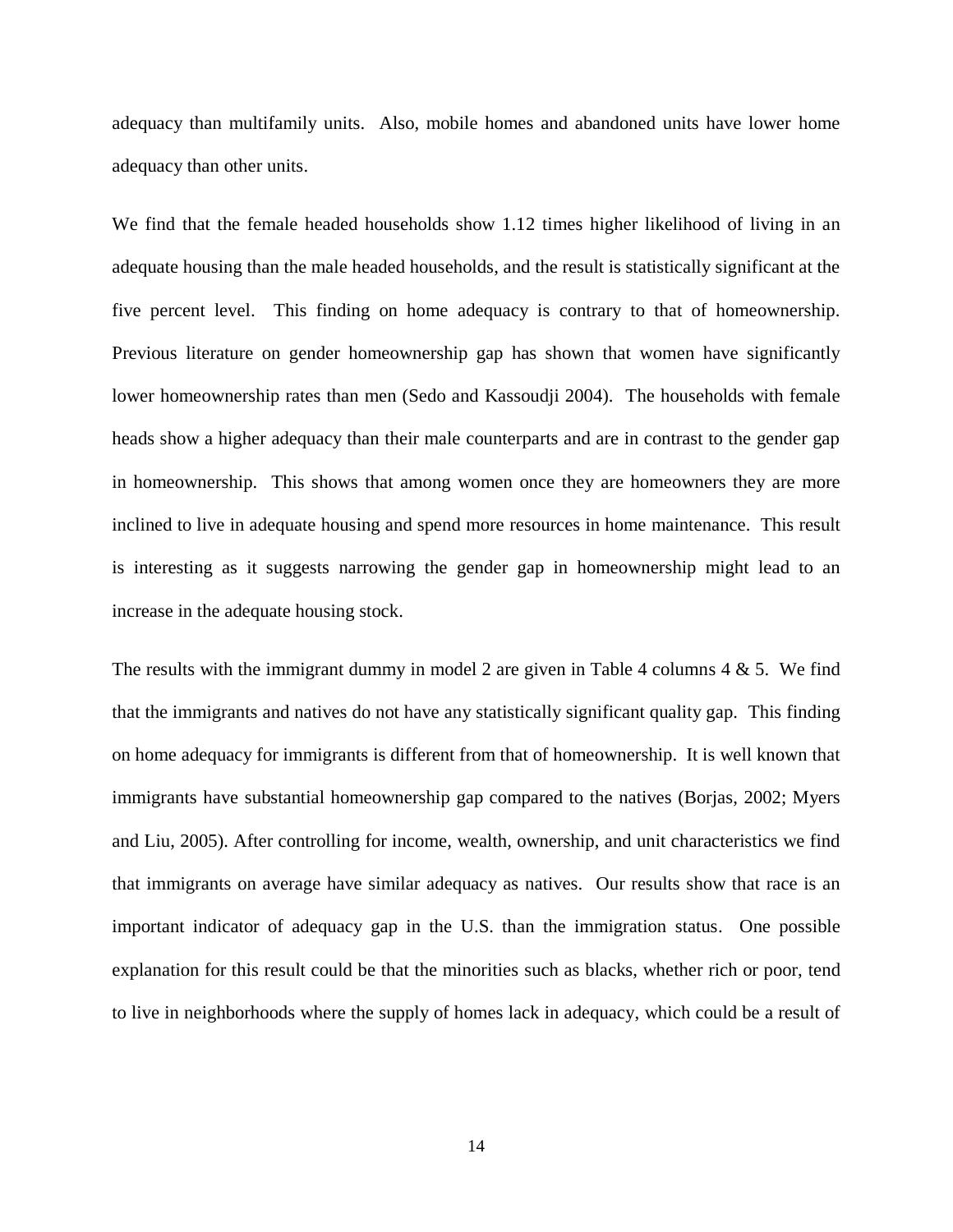adequacy than multifamily units. Also, mobile homes and abandoned units have lower home adequacy than other units.

We find that the female headed households show 1.12 times higher likelihood of living in an adequate housing than the male headed households, and the result is statistically significant at the five percent level. This finding on home adequacy is contrary to that of homeownership. Previous literature on gender homeownership gap has shown that women have significantly lower homeownership rates than men (Sedo and Kassoudji 2004). The households with female heads show a higher adequacy than their male counterparts and are in contrast to the gender gap in homeownership. This shows that among women once they are homeowners they are more inclined to live in adequate housing and spend more resources in home maintenance. This result is interesting as it suggests narrowing the gender gap in homeownership might lead to an increase in the adequate housing stock.

The results with the immigrant dummy in model 2 are given in Table 4 columns 4 & 5. We find that the immigrants and natives do not have any statistically significant quality gap. This finding on home adequacy for immigrants is different from that of homeownership. It is well known that immigrants have substantial homeownership gap compared to the natives (Borjas, 2002; Myers and Liu, 2005). After controlling for income, wealth, ownership, and unit characteristics we find that immigrants on average have similar adequacy as natives. Our results show that race is an important indicator of adequacy gap in the U.S. than the immigration status. One possible explanation for this result could be that the minorities such as blacks, whether rich or poor, tend to live in neighborhoods where the supply of homes lack in adequacy, which could be a result of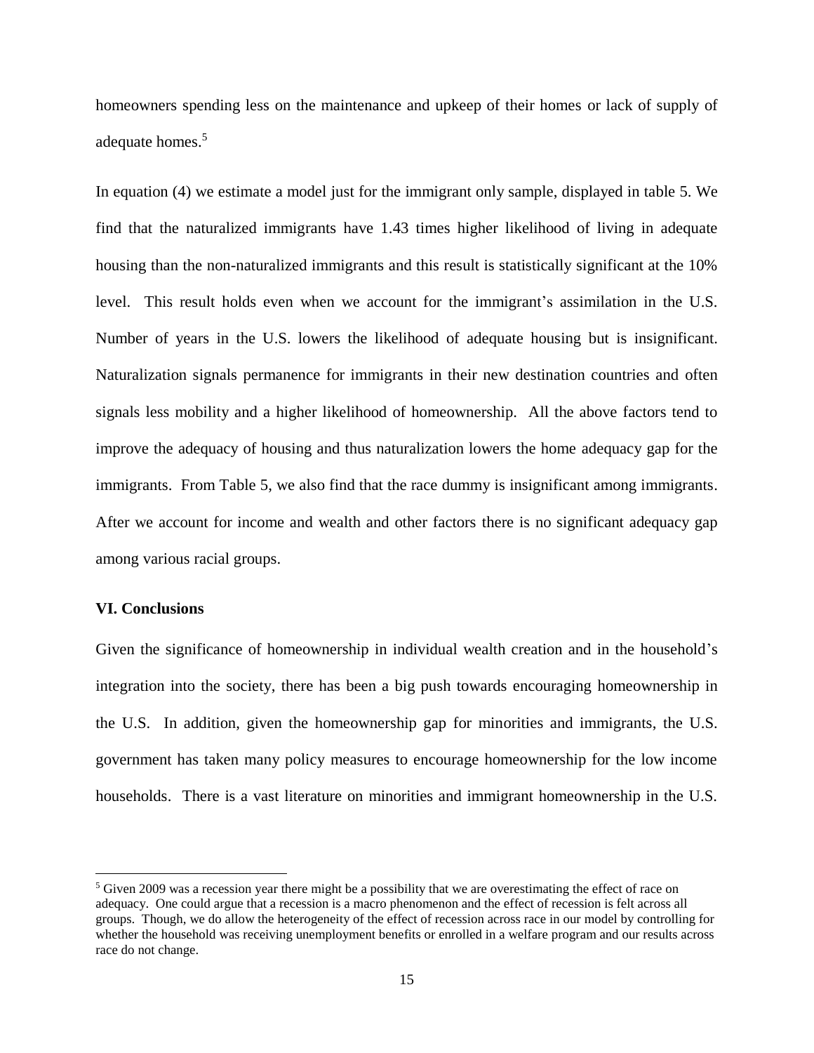homeowners spending less on the maintenance and upkeep of their homes or lack of supply of adequate homes.[5]

In equation (4) we estimate a model just for the immigrant only sample, displayed in table 5. We find that the naturalized immigrants have 1.43 times higher likelihood of living in adequate housing than the non-naturalized immigrants and this result is statistically significant at the 10% level. This result holds even when we account for the immigrant's assimilation in the U.S. Number of years in the U.S. lowers the likelihood of adequate housing but is insignificant. Naturalization signals permanence for immigrants in their new destination countries and often signals less mobility and a higher likelihood of homeownership. All the above factors tend to improve the adequacy of housing and thus naturalization lowers the home adequacy gap for the immigrants. From Table 5, we also find that the race dummy is insignificant among immigrants. After we account for income and wealth and other factors there is no significant adequacy gap among various racial groups.

## VI. Conclusions

Given the significance of homeownership in individual wealth creation and in the household's integration into the society, there has been a big push towards encouraging homeownership in the U.S. In addition, given the homeownership gap for minorities and immigrants, the U.S. government has taken many policy measures to encourage homeownership for the low income households. There is a vast literature on minorities and immigrant homeownership in the U.S.

[5] Given 2009 was a recession year there might be a possibility that we are overestimating the effect of race on adequacy. One could argue that a recession is a macro phenomenon and the effect of recession is felt across all groups. Though, we do allow the heterogeneity of the effect of recession across race in our model by controlling for whether the household was receiving unemployment benefits or enrolled in a welfare program and our results across race do not change.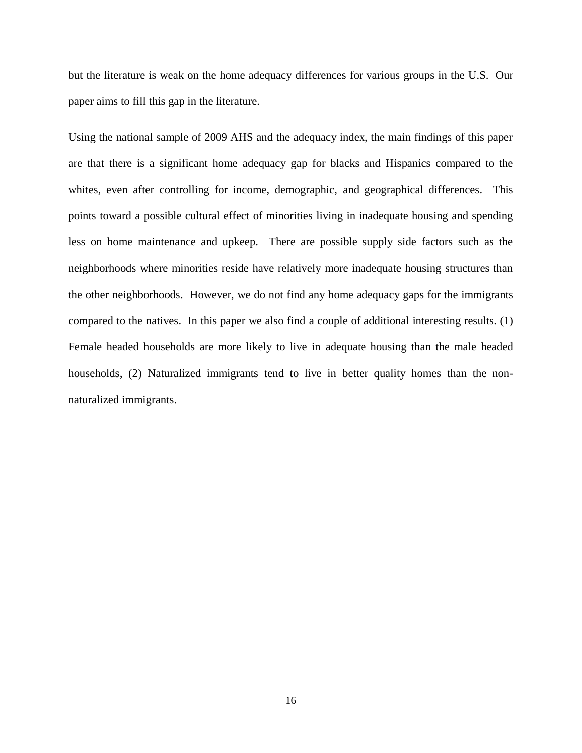but the literature is weak on the home adequacy differences for various groups in the U.S. Our paper aims to fill this gap in the literature.

Using the national sample of 2009 AHS and the adequacy index, the main findings of this paper are that there is a significant home adequacy gap for blacks and Hispanics compared to the whites, even after controlling for income, demographic, and geographical differences. This points toward a possible cultural effect of minorities living in inadequate housing and spending less on home maintenance and upkeep. There are possible supply side factors such as the neighborhoods where minorities reside have relatively more inadequate housing structures than the other neighborhoods. However, we do not find any home adequacy gaps for the immigrants compared to the natives. In this paper we also find a couple of additional interesting results. (1) Female headed households are more likely to live in adequate housing than the male headed households, (2) Naturalized immigrants tend to live in better quality homes than the non-naturalized immigrants.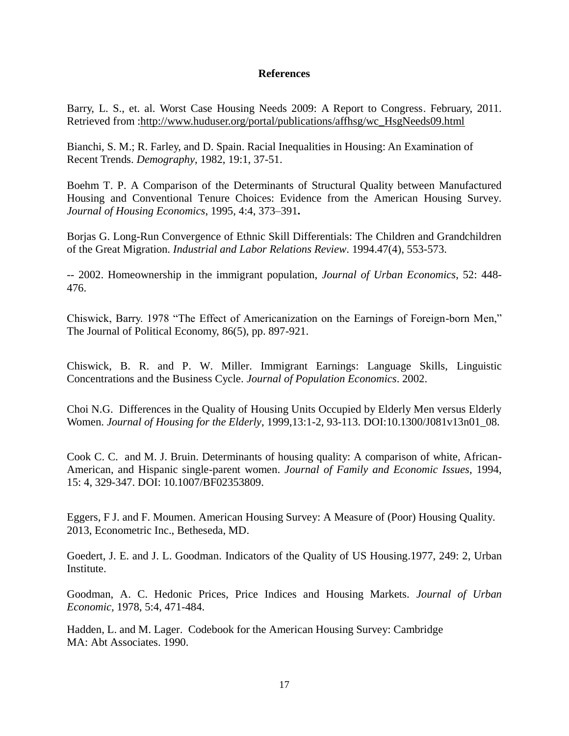**References**

Barry, L. S., et. al. Worst Case Housing Needs 2009: A Report to Congress. February, 2011. Retrieved from :http://www.huduser.org/portal/publications/affhsg/wc_HsgNeeds09.html

Bianchi, S. M.; R. Farley, and D. Spain. Racial Inequalities in Housing: An Examination of Recent Trends. *Demography*, 1982, 19:1, 37-51.

Boehm T. P. A Comparison of the Determinants of Structural Quality between Manufactured Housing and Conventional Tenure Choices: Evidence from the American Housing Survey. *Journal of Housing Economics*, 1995, 4:4, 373–391**.**

Borjas G. Long-Run Convergence of Ethnic Skill Differentials: The Children and Grandchildren of the Great Migration. *Industrial and Labor Relations Review*. 1994.47(4), 553-573.

-- 2002. Homeownership in the immigrant population, *Journal of Urban Economics*, 52: 448-476.

Chiswick, Barry. 1978 "The Effect of Americanization on the Earnings of Foreign-born Men," The Journal of Political Economy, 86(5), pp. 897-921.

Chiswick, B. R. and P. W. Miller. Immigrant Earnings: Language Skills, Linguistic Concentrations and the Business Cycle. *Journal of Population Economics*. 2002.

Choi N.G. Differences in the Quality of Housing Units Occupied by Elderly Men versus Elderly Women. *Journal of Housing for the Elderly*, 1999,13:1-2, 93-113. DOI:10.1300/J081v13n01_08.

Cook C. C. and M. J. Bruin. Determinants of housing quality: A comparison of white, African-American, and Hispanic single-parent women. *Journal of Family and Economic Issues*, 1994, 15: 4, 329-347. DOI: 10.1007/BF02353809.

Eggers, F J. and F. Moumen. American Housing Survey: A Measure of (Poor) Housing Quality. 2013, Econometric Inc., Betheseda, MD.

Goedert, J. E. and J. L. Goodman. Indicators of the Quality of US Housing.1977, 249: 2, Urban Institute.

Goodman, A. C. Hedonic Prices, Price Indices and Housing Markets. *Journal of Urban Economic*, 1978, 5:4, 471-484.

Hadden, L. and M. Lager. Codebook for the American Housing Survey: Cambridge MA: Abt Associates. 1990.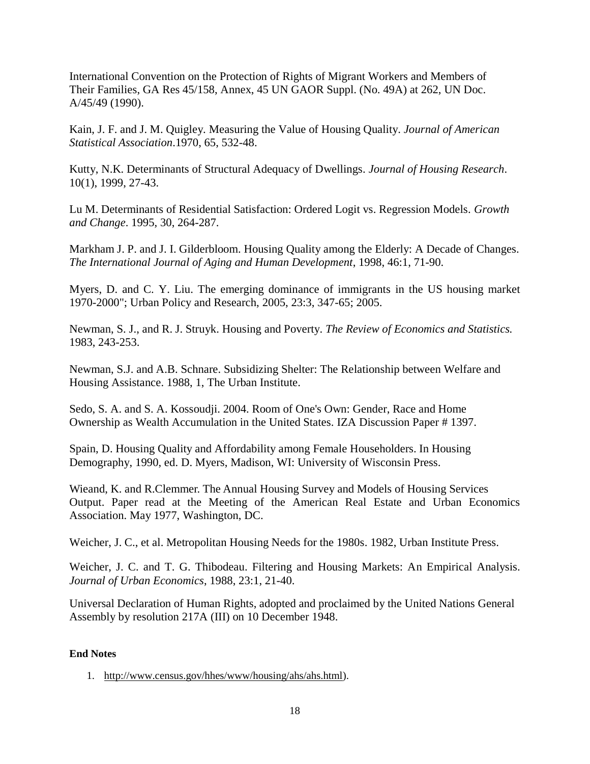International Convention on the Protection of Rights of Migrant Workers and Members of Their Families, GA Res 45/158, Annex, 45 UN GAOR Suppl. (No. 49A) at 262, UN Doc. A/45/49 (1990).

Kain, J. F. and J. M. Quigley. Measuring the Value of Housing Quality. *Journal of American Statistical Association*.1970, 65, 532-48.

Kutty, N.K. Determinants of Structural Adequacy of Dwellings. *Journal of Housing Research*. 10(1), 1999, 27-43.

Lu M. Determinants of Residential Satisfaction: Ordered Logit vs. Regression Models. *Growth and Change*. 1995, 30, 264-287.

Markham J. P. and J. I. Gilderbloom. Housing Quality among the Elderly: A Decade of Changes. *The International Journal of Aging and Human Development*, 1998, 46:1, 71-90.

Myers, D. and C. Y. Liu. The emerging dominance of immigrants in the US housing market 1970-2000"; Urban Policy and Research, 2005, 23:3, 347-65; 2005.

Newman, S. J., and R. J. Struyk. Housing and Poverty. *The Review of Economics and Statistics.* 1983, 243-253.

Newman, S.J. and A.B. Schnare. Subsidizing Shelter: The Relationship between Welfare and Housing Assistance. 1988, 1, The Urban Institute.

Sedo, S. A. and S. A. Kossoudji. 2004. Room of One's Own: Gender, Race and Home Ownership as Wealth Accumulation in the United States. IZA Discussion Paper # 1397.

Spain, D. Housing Quality and Affordability among Female Householders. In Housing Demography, 1990, ed. D. Myers, Madison, WI: University of Wisconsin Press.

Wieand, K. and R.Clemmer. The Annual Housing Survey and Models of Housing Services Output. Paper read at the Meeting of the American Real Estate and Urban Economics Association. May 1977, Washington, DC.

Weicher, J. C., et al. Metropolitan Housing Needs for the 1980s. 1982, Urban Institute Press.

Weicher, J. C. and T. G. Thibodeau. Filtering and Housing Markets: An Empirical Analysis. *Journal of Urban Economics*, 1988, 23:1, 21-40.

Universal Declaration of Human Rights, adopted and proclaimed by the United Nations General Assembly by resolution 217A (III) on 10 December 1948.

**End Notes**

1. http://www.census.gov/hhes/www/housing/ahs/ahs.html).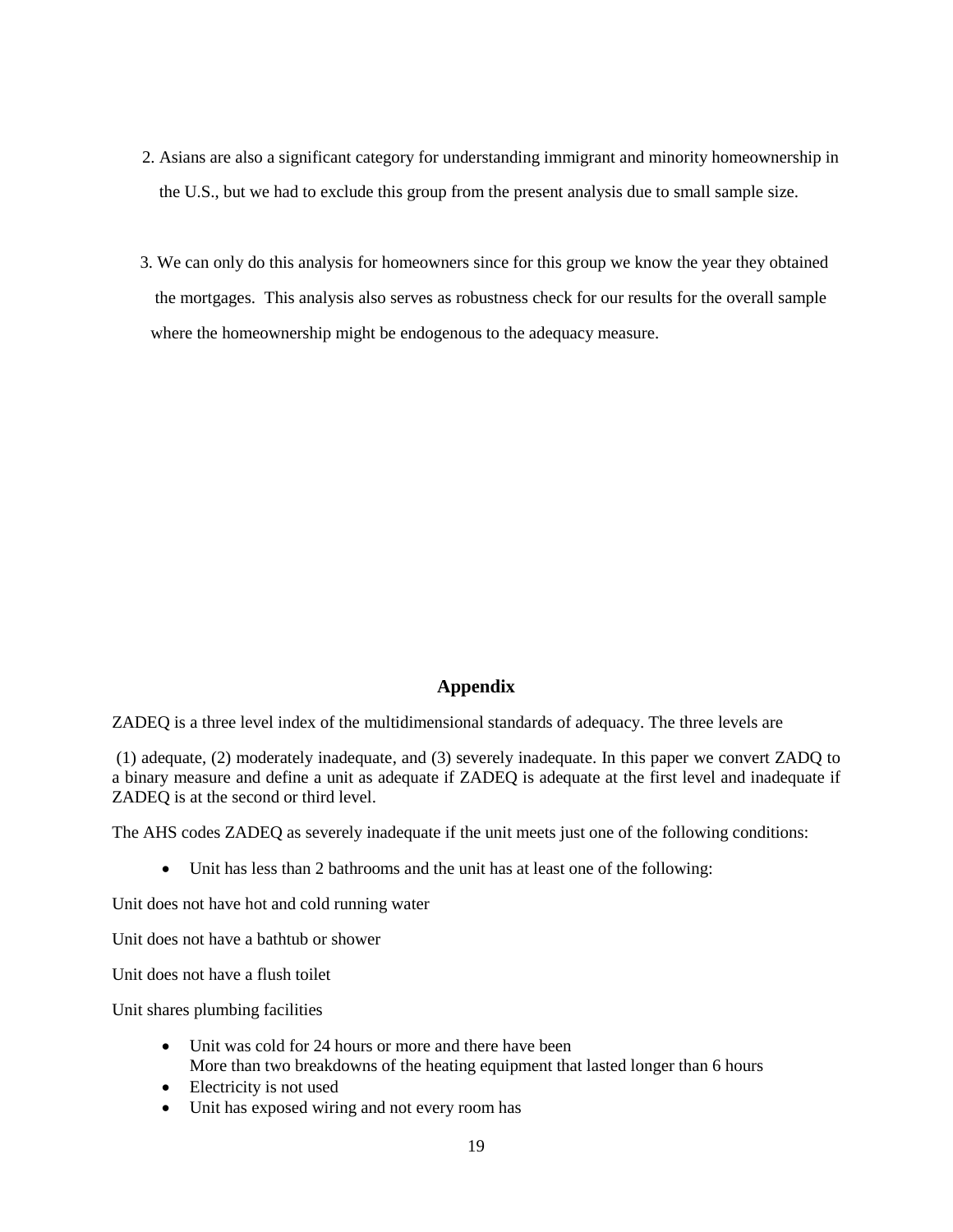2. Asians are also a significant category for understanding immigrant and minority homeownership in the U.S., but we had to exclude this group from the present analysis due to small sample size.

3. We can only do this analysis for homeowners since for this group we know the year they obtained the mortgages. This analysis also serves as robustness check for our results for the overall sample where the homeownership might be endogenous to the adequacy measure.

## Appendix

ZADEQ is a three level index of the multidimensional standards of adequacy. The three levels are

(1) adequate, (2) moderately inadequate, and (3) severely inadequate. In this paper we convert ZADQ to a binary measure and define a unit as adequate if ZADEQ is adequate at the first level and inadequate if ZADEQ is at the second or third level.

The AHS codes ZADEQ as severely inadequate if the unit meets just one of the following conditions:

- Unit has less than 2 bathrooms and the unit has at least one of the following:

Unit does not have hot and cold running water

Unit does not have a bathtub or shower

Unit does not have a flush toilet

Unit shares plumbing facilities

- Unit was cold for 24 hours or more and there have been More than two breakdowns of the heating equipment that lasted longer than 6 hours
- Electricity is not used
- Unit has exposed wiring and not every room has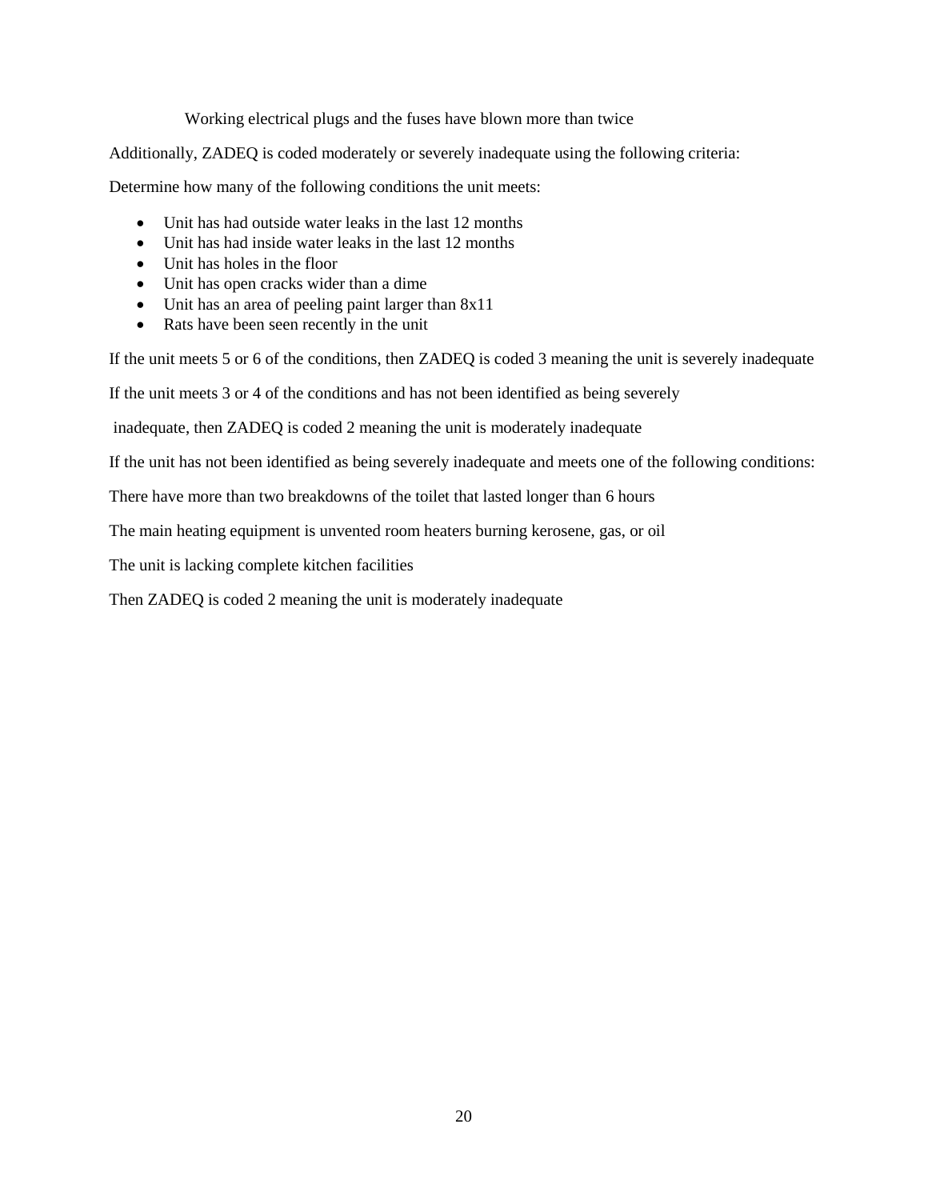Working electrical plugs and the fuses have blown more than twice

Additionally, ZADEQ is coded moderately or severely inadequate using the following criteria:

Determine how many of the following conditions the unit meets:

- Unit has had outside water leaks in the last 12 months
- Unit has had inside water leaks in the last 12 months
- Unit has holes in the floor
- Unit has open cracks wider than a dime
- Unit has an area of peeling paint larger than 8x11
- Rats have been seen recently in the unit

If the unit meets 5 or 6 of the conditions, then ZADEQ is coded 3 meaning the unit is severely inadequate

If the unit meets 3 or 4 of the conditions and has not been identified as being severely inadequate, then ZADEQ is coded 2 meaning the unit is moderately inadequate

If the unit has not been identified as being severely inadequate and meets one of the following conditions:

There have more than two breakdowns of the toilet that lasted longer than 6 hours

The main heating equipment is unvented room heaters burning kerosene, gas, or oil

The unit is lacking complete kitchen facilities

Then ZADEQ is coded 2 meaning the unit is moderately inadequate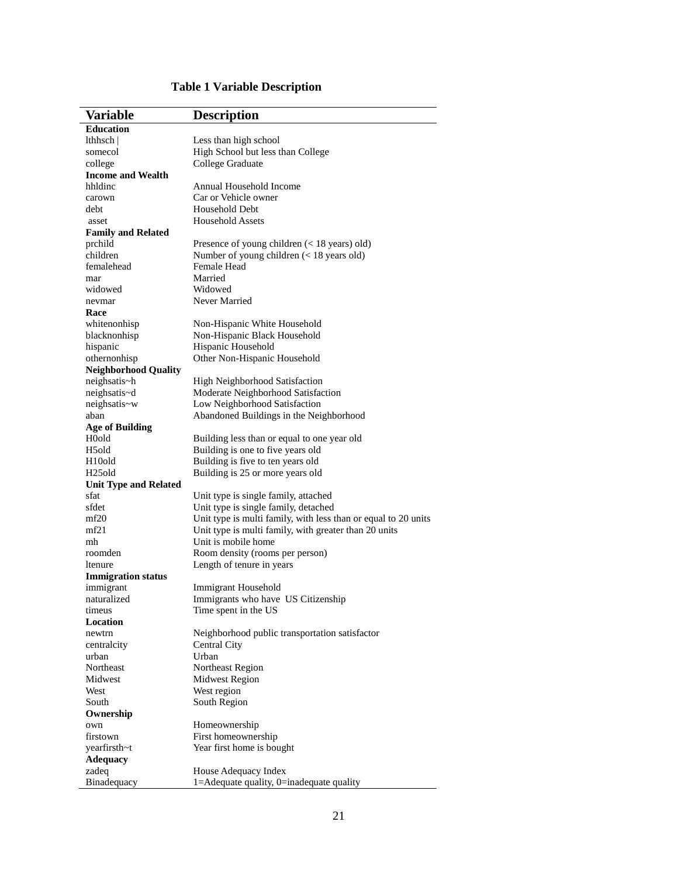**Table 1 Variable Description**

| Variable | Description |
|---|---|
| **Education** | |
| lthhsch \| | Less than high school |
| somecol | High School but less than College |
| college | College Graduate |
| **Income and Wealth** | |
| hhldinc | Annual Household Income |
| carown | Car or Vehicle owner |
| debt | Household Debt |
| asset | Household Assets |
| **Family and Related** | |
| prchild | Presence of young children (< 18 years) old) |
| children | Number of young children (< 18 years old) |
| femalehead | Female Head |
| mar | Married |
| widowed | Widowed |
| nevmar | Never Married |
| **Race** | |
| whitenonhisp | Non-Hispanic White Household |
| blacknonhisp | Non-Hispanic Black Household |
| hispanic | Hispanic Household |
| othernonhisp | Other Non-Hispanic Household |
| **Neighborhood Quality** | |
| neighsatis~h | High Neighborhood Satisfaction |
| neighsatis~d | Moderate Neighborhood Satisfaction |
| neighsatis~w | Low Neighborhood Satisfaction |
| aban | Abandoned Buildings in the Neighborhood |
| **Age of Building** | |
| H0old | Building less than or equal to one year old |
| H5old | Building is one to five years old |
| H10old | Building is five to ten years old |
| H25old | Building is 25 or more years old |
| **Unit Type and Related** | |
| sfat | Unit type is single family, attached |
| sfdet | Unit type is single family, detached |
| mf20 | Unit type is multi family, with less than or equal to 20 units |
| mf21 | Unit type is multi family, with greater than 20 units |
| mh | Unit is mobile home |
| roomden | Room density (rooms per person) |
| ltenure | Length of tenure in years |
| **Immigration status** | |
| immigrant | Immigrant Household |
| naturalized | Immigrants who have US Citizenship |
| timeus | Time spent in the US |
| **Location** | |
| newtrn | Neighborhood public transportation satisfactor |
| centralcity | Central City |
| urban | Urban |
| Northeast | Northeast Region |
| Midwest | Midwest Region |
| West | West region |
| South | South Region |
| **Ownership** | |
| own | Homeownership |
| firstown | First homeownership |
| yearfirsth~t | Year first home is bought |
| **Adequacy** | |
| zadeq | House Adequacy Index |
| Binadequacy | 1=Adequate quality, 0=inadequate quality |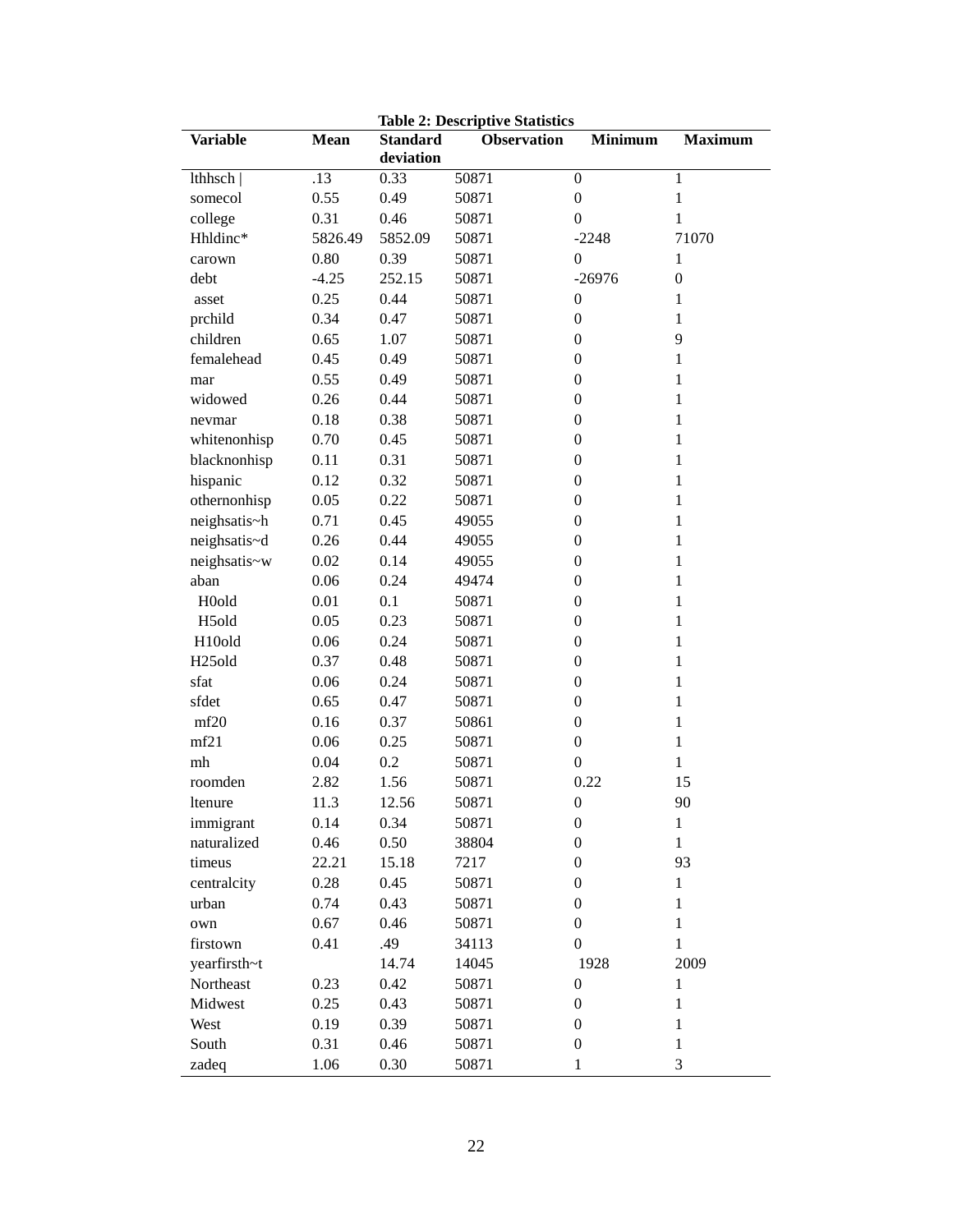**Table 2: Descriptive Statistics**

| Variable | Mean | Standard deviation | Observation | Minimum | Maximum |
|---|---|---|---|---|---|
| lthhsch \| | .13 | 0.33 | 50871 | 0 | 1 |
| somecol | 0.55 | 0.49 | 50871 | 0 | 1 |
| college | 0.31 | 0.46 | 50871 | 0 | 1 |
| Hhldinc* | 5826.49 | 5852.09 | 50871 | -2248 | 71070 |
| carown | 0.80 | 0.39 | 50871 | 0 | 1 |
| debt | -4.25 | 252.15 | 50871 | -26976 | 0 |
| asset | 0.25 | 0.44 | 50871 | 0 | 1 |
| prchild | 0.34 | 0.47 | 50871 | 0 | 1 |
| children | 0.65 | 1.07 | 50871 | 0 | 9 |
| femalehead | 0.45 | 0.49 | 50871 | 0 | 1 |
| mar | 0.55 | 0.49 | 50871 | 0 | 1 |
| widowed | 0.26 | 0.44 | 50871 | 0 | 1 |
| nevmar | 0.18 | 0.38 | 50871 | 0 | 1 |
| whitenonhisp | 0.70 | 0.45 | 50871 | 0 | 1 |
| blacknonhisp | 0.11 | 0.31 | 50871 | 0 | 1 |
| hispanic | 0.12 | 0.32 | 50871 | 0 | 1 |
| othernonhisp | 0.05 | 0.22 | 50871 | 0 | 1 |
| neighsatis~h | 0.71 | 0.45 | 49055 | 0 | 1 |
| neighsatis~d | 0.26 | 0.44 | 49055 | 0 | 1 |
| neighsatis~w | 0.02 | 0.14 | 49055 | 0 | 1 |
| aban | 0.06 | 0.24 | 49474 | 0 | 1 |
| H0old | 0.01 | 0.1 | 50871 | 0 | 1 |
| H5old | 0.05 | 0.23 | 50871 | 0 | 1 |
| H10old | 0.06 | 0.24 | 50871 | 0 | 1 |
| H25old | 0.37 | 0.48 | 50871 | 0 | 1 |
| sfat | 0.06 | 0.24 | 50871 | 0 | 1 |
| sfdet | 0.65 | 0.47 | 50871 | 0 | 1 |
| mf20 | 0.16 | 0.37 | 50861 | 0 | 1 |
| mf21 | 0.06 | 0.25 | 50871 | 0 | 1 |
| mh | 0.04 | 0.2 | 50871 | 0 | 1 |
| roomden | 2.82 | 1.56 | 50871 | 0.22 | 15 |
| ltenure | 11.3 | 12.56 | 50871 | 0 | 90 |
| immigrant | 0.14 | 0.34 | 50871 | 0 | 1 |
| naturalized | 0.46 | 0.50 | 38804 | 0 | 1 |
| timeus | 22.21 | 15.18 | 7217 | 0 | 93 |
| centralcity | 0.28 | 0.45 | 50871 | 0 | 1 |
| urban | 0.74 | 0.43 | 50871 | 0 | 1 |
| own | 0.67 | 0.46 | 50871 | 0 | 1 |
| firstown | 0.41 | .49 | 34113 | 0 | 1 |
| yearfirsth~t | | 14.74 | 14045 | 1928 | 2009 |
| Northeast | 0.23 | 0.42 | 50871 | 0 | 1 |
| Midwest | 0.25 | 0.43 | 50871 | 0 | 1 |
| West | 0.19 | 0.39 | 50871 | 0 | 1 |
| South | 0.31 | 0.46 | 50871 | 0 | 1 |
| zadeq | 1.06 | 0.30 | 50871 | 1 | 3 |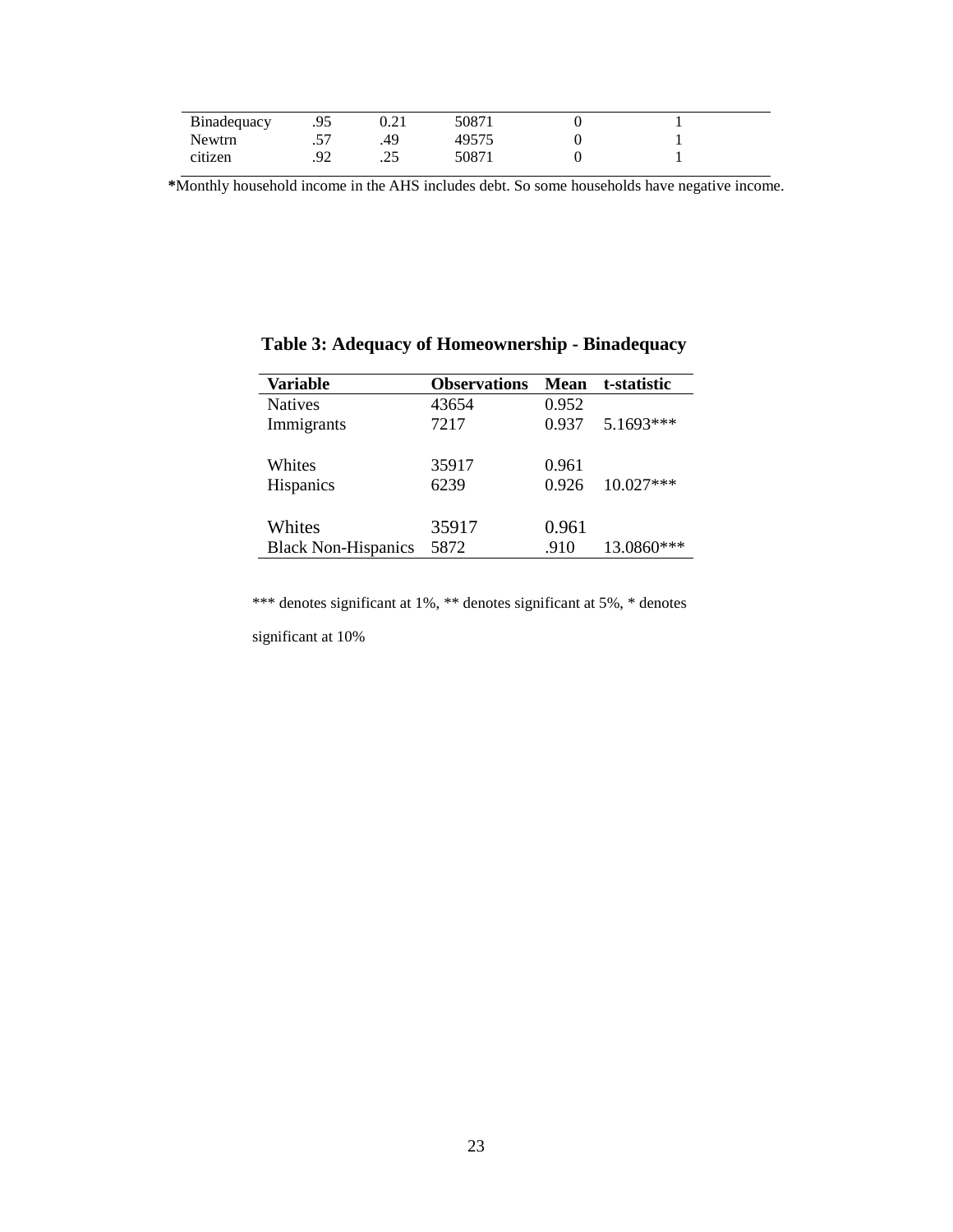| Binadequacy | .95 | 0.21 | 50871 | 0 | 1 |
|---|---|---|---|---|---|
| Newtrn | .57 | .49 | 49575 | 0 | 1 |
| citizen | .92 | .25 | 50871 | 0 | 1 |

***Monthly household income in the AHS includes debt. So some households have negative income.**

**Table 3: Adequacy of Homeownership - Binadequacy**

| Variable | Observations | Mean | t-statistic |
|---|---|---|---|
| Natives | 43654 | 0.952 | |
| Immigrants | 7217 | 0.937 | 5.1693*** |
| | | | |
| Whites | 35917 | 0.961 | |
| Hispanics | 6239 | 0.926 | 10.027*** |
| | | | |
| Whites | 35917 | 0.961 | |
| Black Non-Hispanics | 5872 | .910 | 13.0860*** |

*** denotes significant at 1%, ** denotes significant at 5%, * denotes significant at 10%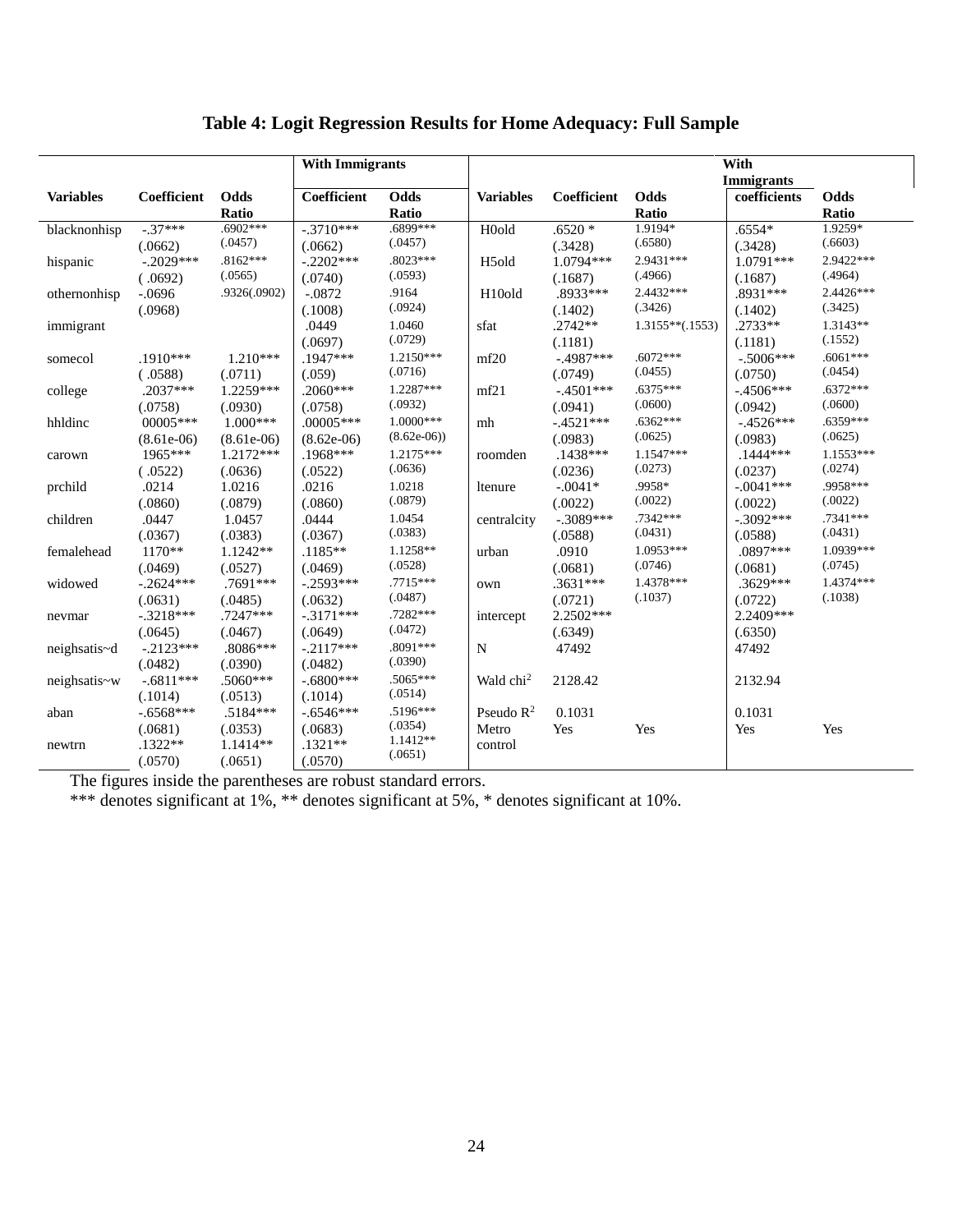## Table 4: Logit Regression Results for Home Adequacy: Full Sample

| | | | With Immigrants | | | | | With Immigrants | |
|---|---|---|---|---|---|---|---|---|---|
| **Variables** | **Coefficient** | **Odds Ratio** | **Coefficient** | **Odds Ratio** | **Variables** | **Coefficient** | **Odds Ratio** | **coefficients** | **Odds Ratio** |
| blacknonhisp | -.37*** (.0662) | .6902*** (.0457) | -.3710*** (.0662) | .6899*** (.0457) | H0old | .6520 * (.3428) | 1.9194* (.6580) | .6554* (.3428) | 1.9259* (.6603) |
| hispanic | -.2029*** ( .0692) | .8162*** (.0565) | -.2202*** (.0740) | .8023*** (.0593) | H5old | 1.0794*** (.1687) | 2.9431*** (.4966) | 1.0791*** (.1687) | 2.9422*** (.4964) |
| othernonhisp | -.0696 (.0968) | .9326(.0902) | -.0872 (.1008) | .9164 (.0924) | H10old | .8933*** (.1402) | 2.4432*** (.3426) | .8931*** (.1402) | 2.4426*** (.3425) |
| immigrant | | | .0449 (.0697) | 1.0460 (.0729) | sfat | .2742** (.1181) | 1.3155**(.1553) | .2733** (.1181) | 1.3143** (.1552) |
| somecol | .1910*** ( .0588) | 1.210*** (.0711) | .1947*** (.059) | 1.2150*** (.0716) | mf20 | -.4987*** (.0749) | .6072*** (.0455) | -.5006*** (.0750) | .6061*** (.0454) |
| college | .2037*** (.0758) | 1.2259*** (.0930) | .2060*** (.0758) | 1.2287*** (.0932) | mf21 | -.4501*** (.0941) | .6375*** (.0600) | -.4506*** (.0942) | .6372*** (.0600) |
| hhldinc | 00005*** (8.61e-06) | 1.000*** (8.61e-06) | .00005*** (8.62e-06) | 1.0000*** (8.62e-06)) | mh | -.4521*** (.0983) | .6362*** (.0625) | -.4526*** (.0983) | .6359*** (.0625) |
| carown | 1965*** ( .0522) | 1.2172*** (.0636) | .1968*** (.0522) | 1.2175*** (.0636) | roomden | .1438*** (.0236) | 1.1547*** (.0273) | .1444*** (.0237) | 1.1553*** (.0274) |
| prchild | .0214 (.0860) | 1.0216 (.0879) | .0216 (.0860) | 1.0218 (.0879) | ltenure | -.0041* (.0022) | .9958* (.0022) | -.0041*** (.0022) | .9958*** (.0022) |
| children | .0447 (.0367) | 1.0457 (.0383) | .0444 (.0367) | 1.0454 (.0383) | centralcity | -.3089*** (.0588) | .7342*** (.0431) | -.3092*** (.0588) | .7341*** (.0431) |
| femalehead | 1170** (.0469) | 1.1242** (.0527) | .1185** (.0469) | 1.1258** (.0528) | urban | .0910 (.0681) | 1.0953*** (.0746) | .0897*** (.0681) | 1.0939*** (.0745) |
| widowed | -.2624*** (.0631) | .7691*** (.0485) | -.2593*** (.0632) | .7715*** (.0487) | own | .3631*** (.0721) | 1.4378*** (.1037) | .3629*** (.0722) | 1.4374*** (.1038) |
| nevmar | -.3218*** (.0645) | .7247*** (.0467) | -.3171*** (.0649) | .7282*** (.0472) | intercept | 2.2502*** (.6349) | | 2.2409*** (.6350) | |
| neighsatis~d | -.2123*** (.0482) | .8086*** (.0390) | -.2117*** (.0482) | .8091*** (.0390) | N | 47492 | | 47492 | |
| neighsatis~w | -.6811*** (.1014) | .5060*** (.0513) | -.6800*** (.1014) | .5065*** (.0514) | Wald chi$^2$ | 2128.42 | | 2132.94 | |
| aban | -.6568*** (.0681) | .5184*** (.0353) | -.6546*** (.0683) | .5196*** (.0354) | Pseudo $R^2$ | 0.1031 | | 0.1031 | |
| newtrn | .1322** (.0570) | 1.1414** (.0651) | .1321** (.0570) | 1.1412** (.0651) | Metro control | Yes | Yes | Yes | Yes |

The figures inside the parentheses are robust standard errors.
*** denotes significant at 1%, ** denotes significant at 5%, * denotes significant at 10%.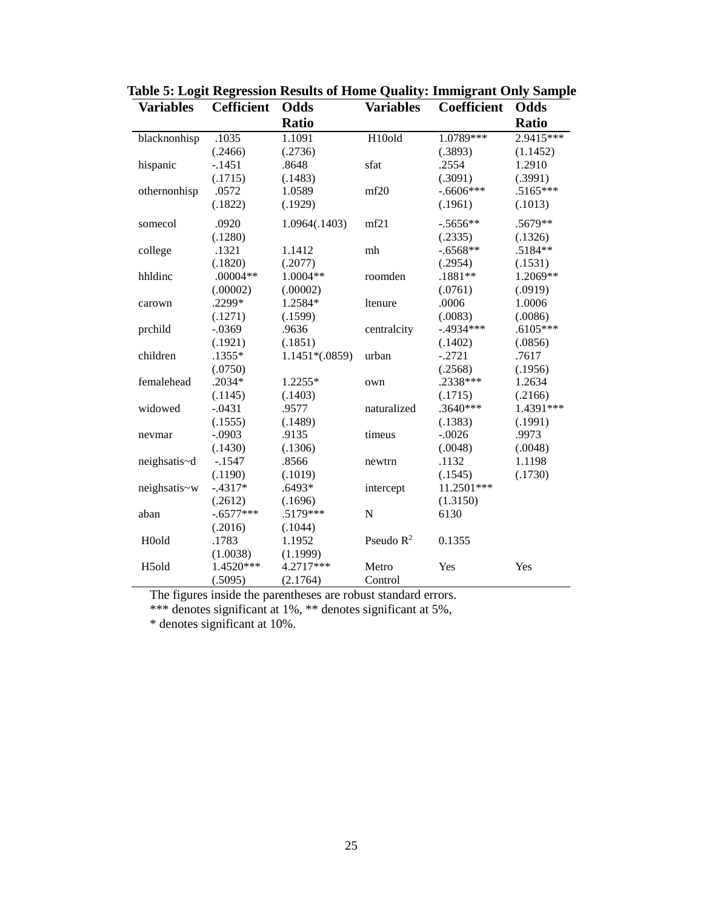**Table 5: Logit Regression Results of Home Quality: Immigrant Only Sample**

| Variables | Cefficient | Odds Ratio | Variables | Coefficient | Odds Ratio |
|---|---|---|---|---|---|
| blacknonhisp | .1035 | 1.1091 | H10old | 1.0789*** | 2.9415*** |
| | (.2466) | (.2736) | | (.3893) | (1.1452) |
| hispanic | -.1451 | .8648 | sfat | .2554 | 1.2910 |
| | (.1715) | (.1483) | | (.3091) | (.3991) |
| othernonhisp | .0572 | 1.0589 | mf20 | -.6606*** | .5165*** |
| | (.1822) | (.1929) | | (.1961) | (.1013) |
| somecol | .0920 | 1.0964(.1403) | mf21 | -.5656** | .5679** |
| | (.1280) | | | (.2335) | (.1326) |
| college | .1321 | 1.1412 | mh | -.6568** | .5184** |
| | (.1820) | (.2077) | | (.2954) | (.1531) |
| hhldinc | .00004** | 1.0004** | roomden | .1881** | 1.2069** |
| | (.00002) | (.00002) | | (.0761) | (.0919) |
| carown | .2299* | 1.2584* | ltenure | .0006 | 1.0006 |
| | (.1271) | (.1599) | | (.0083) | (.0086) |
| prchild | -.0369 | .9636 | centralcity | -.4934*** | .6105*** |
| | (.1921) | (.1851) | | (.1402) | (.0856) |
| children | .1355* | 1.1451*(.0859) | urban | -.2721 | .7617 |
| | (.0750) | | | (.2568) | (.1956) |
| femalehead | .2034* | 1.2255* | own | .2338*** | 1.2634 |
| | (.1145) | (.1403) | | (.1715) | (.2166) |
| widowed | -.0431 | .9577 | naturalized | .3640*** | 1.4391*** |
| | (.1555) | (.1489) | | (.1383) | (.1991) |
| nevmar | -.0903 | .9135 | timeus | -.0026 | .9973 |
| | (.1430) | (.1306) | | (.0048) | (.0048) |
| neighsatis~d | -.1547 | .8566 | newtrn | .1132 | 1.1198 |
| | (.1190) | (.1019) | | (.1545) | (.1730) |
| neighsatis~w | -.4317* | .6493* | intercept | 11.2501*** | |
| | (.2612) | (.1696) | | (1.3150) | |
| aban | -.6577*** | .5179*** | N | 6130 | |
| | (.2016) | (.1044) | | | |
| H0old | .1783 | 1.1952 | Pseudo $R^2$ | 0.1355 | |
| | (1.0038) | (1.1999) | | | |
| H5old | 1.4520*** | 4.2717*** | Metro Control | Yes | Yes |
| | (.5095) | (2.1764) | | | |

The figures inside the parentheses are robust standard errors.
*** denotes significant at 1%, ** denotes significant at 5%,
* denotes significant at 10%.